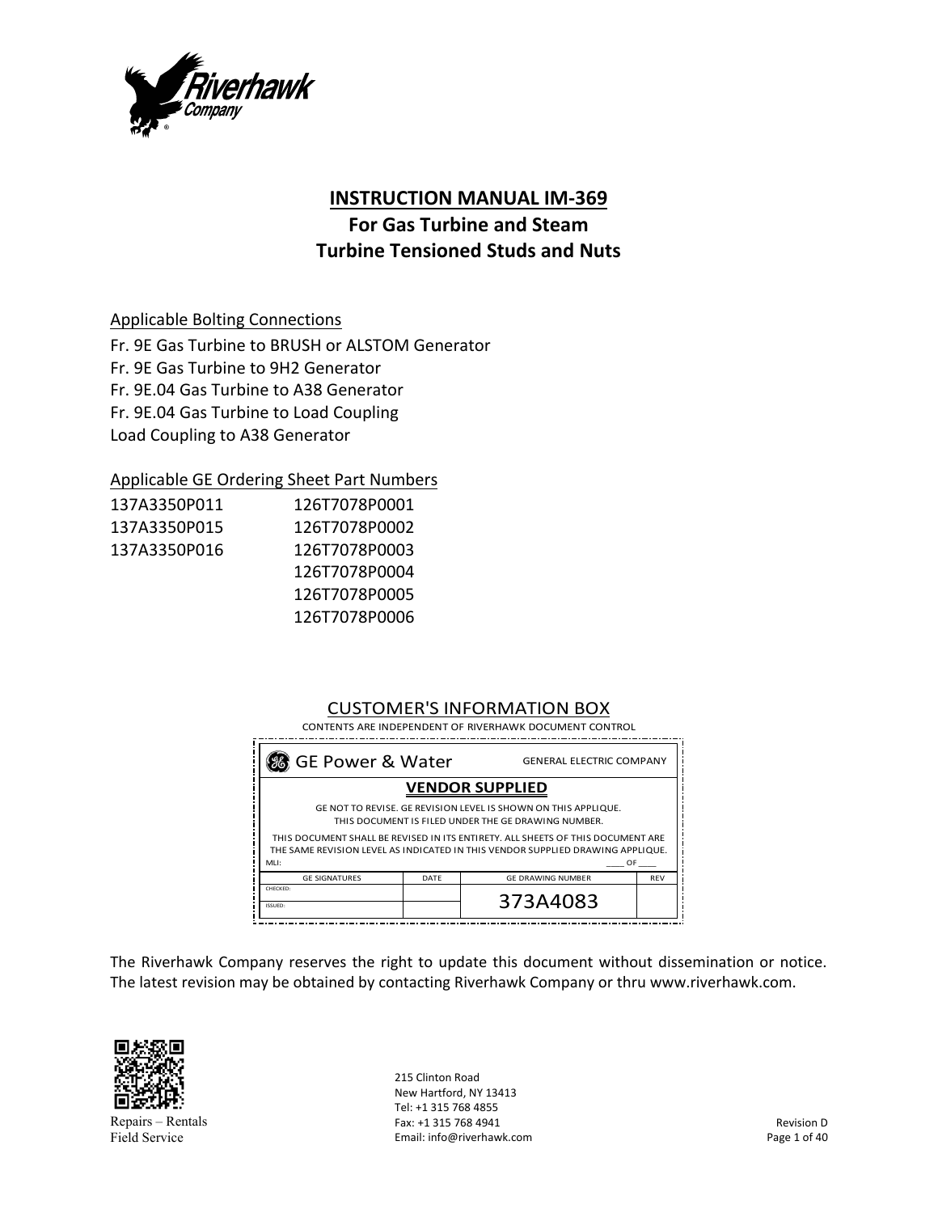# INSTRUCTION MANUAL IM-369

## For Gas Turbine and Steam Turbine Tensioned Studs and Nuts

Applicable Bolting Connections

Fr. 9E Gas Turbine to BRUSH or ALSTOM Generator
Fr. 9E Gas Turbine to 9H2 Generator
Fr. 9E.04 Gas Turbine to A38 Generator
Fr. 9E.04 Gas Turbine to Load Coupling
Load Coupling to A38 Generator

Applicable GE Ordering Sheet Part Numbers

| | |
|---|---|
| 137A3350P011 | 126T7078P0001 |
| 137A3350P015 | 126T7078P0002 |
| 137A3350P016 | 126T7078P0003 |
| | 126T7078P0004 |
| | 126T7078P0005 |
| | 126T7078P0006 |

CUSTOMER'S INFORMATION BOX

CONTENTS ARE INDEPENDENT OF RIVERHAWK DOCUMENT CONTROL

GE Power & Water — GENERAL ELECTRIC COMPANY

**VENDOR SUPPLIED**

GE NOT TO REVISE. GE REVISION LEVEL IS SHOWN ON THIS APPLIQUE. THIS DOCUMENT IS FILED UNDER THE GE DRAWING NUMBER.

THIS DOCUMENT SHALL BE REVISED IN ITS ENTIRETY. ALL SHEETS OF THIS DOCUMENT ARE THE SAME REVISION LEVEL AS INDICATED IN THIS VENDOR SUPPLIED DRAWING APPLIQUE.

MLI: ____ OF ____

| GE SIGNATURES | DATE | GE DRAWING NUMBER | REV |
|---|---|---|---|
| CHECKED: | | 373A4083 | |
| ISSUED: | | | |

The Riverhawk Company reserves the right to update this document without dissemination or notice. The latest revision may be obtained by contacting Riverhawk Company or thru www.riverhawk.com.

Repairs – Rentals
Field Service

215 Clinton Road
New Hartford, NY 13413
Tel: +1 315 768 4855
Fax: +1 315 768 4941
Email: info@riverhawk.com

Revision D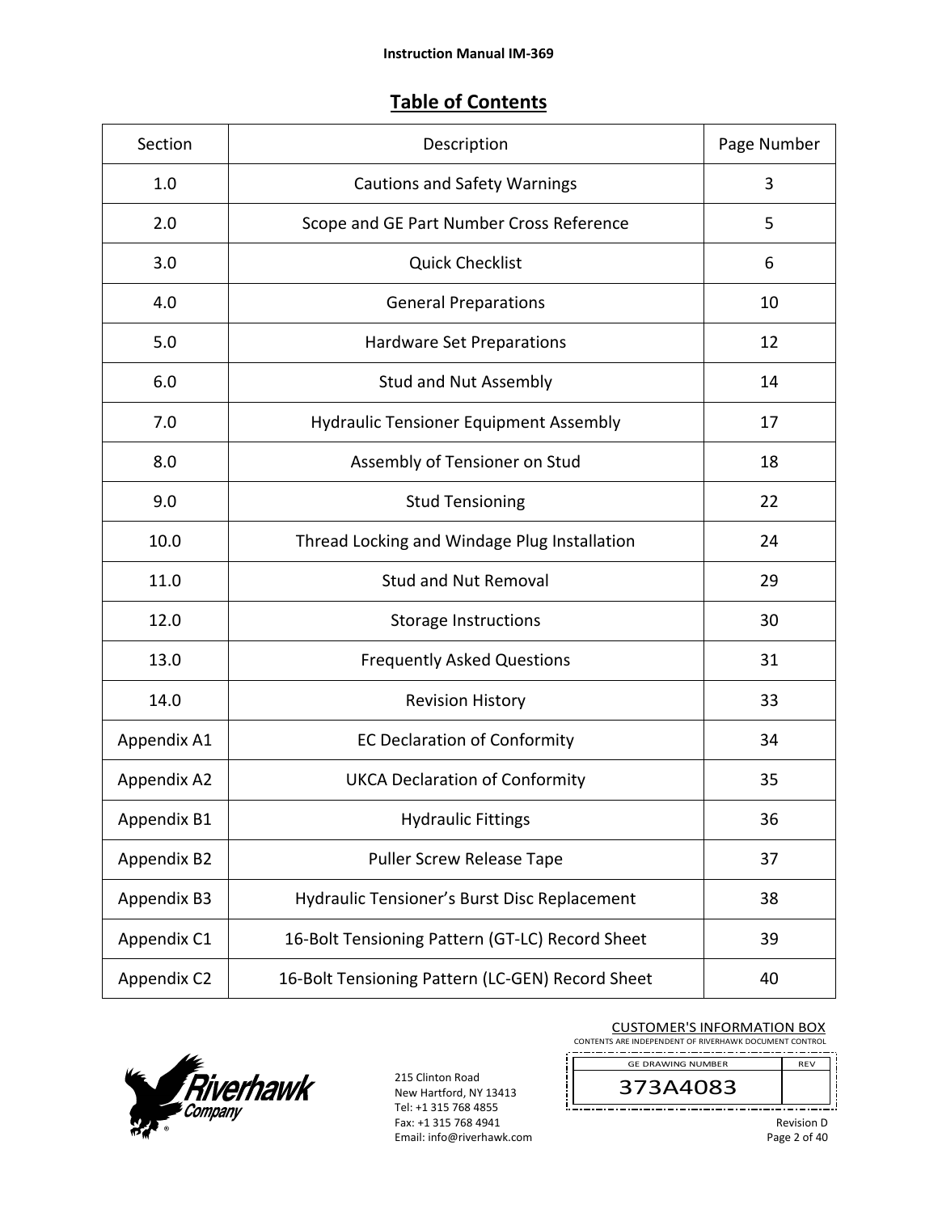## Table of Contents

| Section | Description | Page Number |
|---|---|---|
| 1.0 | Cautions and Safety Warnings | 3 |
| 2.0 | Scope and GE Part Number Cross Reference | 5 |
| 3.0 | Quick Checklist | 6 |
| 4.0 | General Preparations | 10 |
| 5.0 | Hardware Set Preparations | 12 |
| 6.0 | Stud and Nut Assembly | 14 |
| 7.0 | Hydraulic Tensioner Equipment Assembly | 17 |
| 8.0 | Assembly of Tensioner on Stud | 18 |
| 9.0 | Stud Tensioning | 22 |
| 10.0 | Thread Locking and Windage Plug Installation | 24 |
| 11.0 | Stud and Nut Removal | 29 |
| 12.0 | Storage Instructions | 30 |
| 13.0 | Frequently Asked Questions | 31 |
| 14.0 | Revision History | 33 |
| Appendix A1 | EC Declaration of Conformity | 34 |
| Appendix A2 | UKCA Declaration of Conformity | 35 |
| Appendix B1 | Hydraulic Fittings | 36 |
| Appendix B2 | Puller Screw Release Tape | 37 |
| Appendix B3 | Hydraulic Tensioner's Burst Disc Replacement | 38 |
| Appendix C1 | 16-Bolt Tensioning Pattern (GT-LC) Record Sheet | 39 |
| Appendix C2 | 16-Bolt Tensioning Pattern (LC-GEN) Record Sheet | 40 |

215 Clinton Road
New Hartford, NY 13413
Tel: +1 315 768 4855
Fax: +1 315 768 4941
Email: info@riverhawk.com

CUSTOMER'S INFORMATION BOX
CONTENTS ARE INDEPENDENT OF RIVERHAWK DOCUMENT CONTROL

| GE DRAWING NUMBER | REV |
|---|---|
| 373A4083 | |

Revision D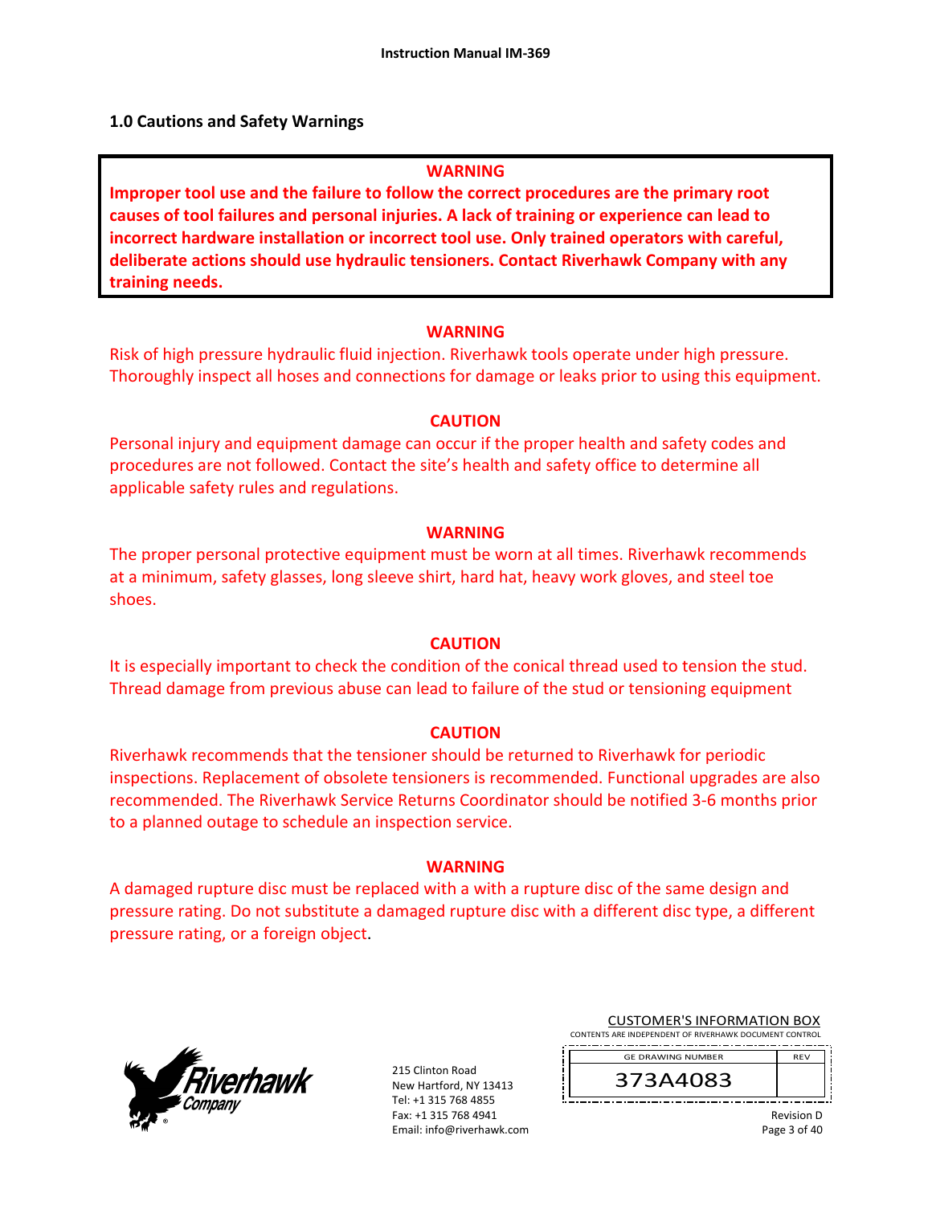## 1.0 Cautions and Safety Warnings

**WARNING**

**Improper tool use and the failure to follow the correct procedures are the primary root causes of tool failures and personal injuries. A lack of training or experience can lead to incorrect hardware installation or incorrect tool use. Only trained operators with careful, deliberate actions should use hydraulic tensioners. Contact Riverhawk Company with any training needs.**

**WARNING**

Risk of high pressure hydraulic fluid injection. Riverhawk tools operate under high pressure. Thoroughly inspect all hoses and connections for damage or leaks prior to using this equipment.

**CAUTION**

Personal injury and equipment damage can occur if the proper health and safety codes and procedures are not followed. Contact the site's health and safety office to determine all applicable safety rules and regulations.

**WARNING**

The proper personal protective equipment must be worn at all times. Riverhawk recommends at a minimum, safety glasses, long sleeve shirt, hard hat, heavy work gloves, and steel toe shoes.

**CAUTION**

It is especially important to check the condition of the conical thread used to tension the stud. Thread damage from previous abuse can lead to failure of the stud or tensioning equipment

**CAUTION**

Riverhawk recommends that the tensioner should be returned to Riverhawk for periodic inspections. Replacement of obsolete tensioners is recommended. Functional upgrades are also recommended. The Riverhawk Service Returns Coordinator should be notified 3-6 months prior to a planned outage to schedule an inspection service.

**WARNING**

A damaged rupture disc must be replaced with a with a rupture disc of the same design and pressure rating. Do not substitute a damaged rupture disc with a different disc type, a different pressure rating, or a foreign object.

215 Clinton Road
New Hartford, NY 13413
Tel: +1 315 768 4855
Fax: +1 315 768 4941
Email: info@riverhawk.com

CUSTOMER'S INFORMATION BOX
CONTENTS ARE INDEPENDENT OF RIVERHAWK DOCUMENT CONTROL

| GE DRAWING NUMBER | REV |
|---|---|
| 373A4083 | |

Revision D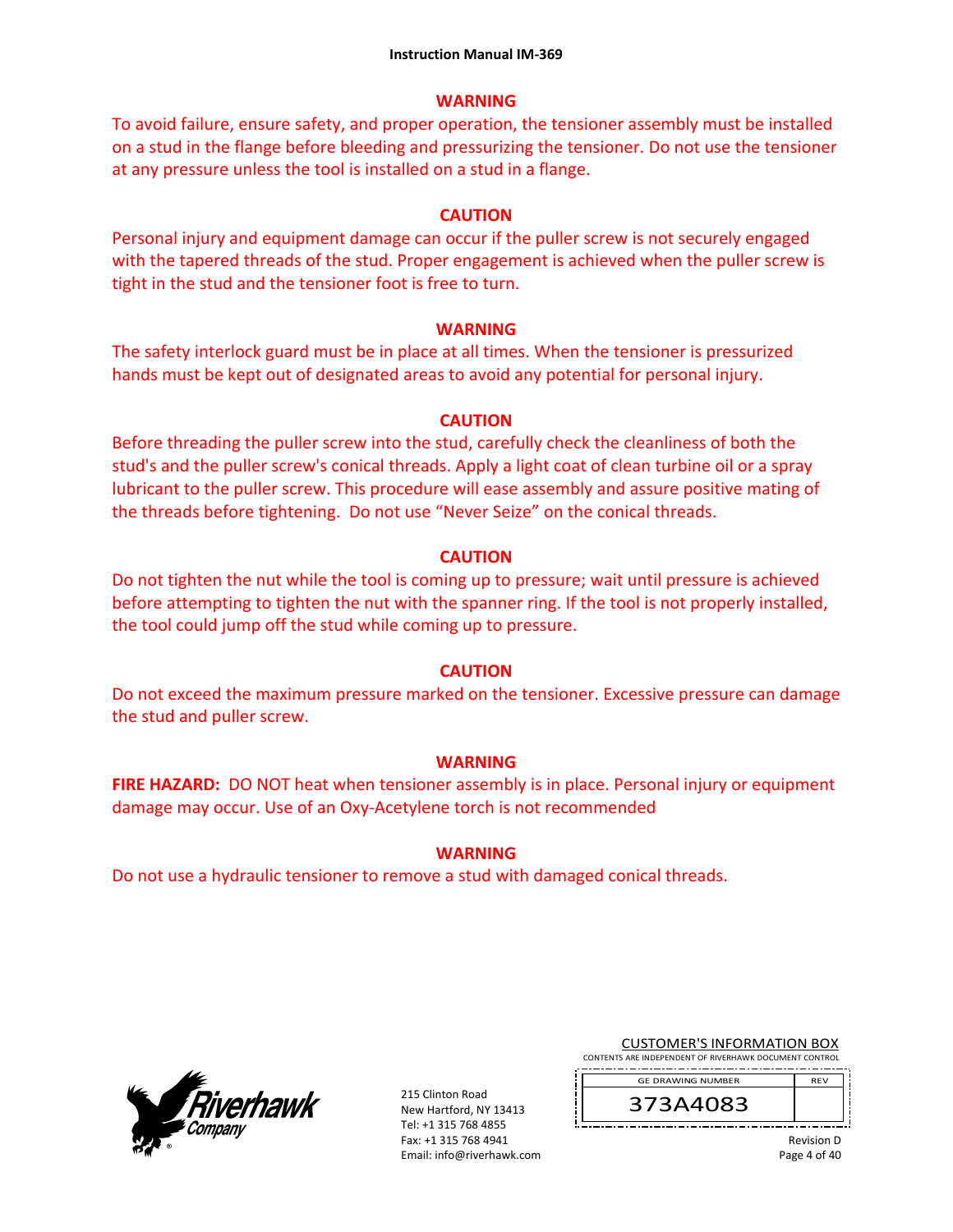### WARNING

To avoid failure, ensure safety, and proper operation, the tensioner assembly must be installed on a stud in the flange before bleeding and pressurizing the tensioner. Do not use the tensioner at any pressure unless the tool is installed on a stud in a flange.

### CAUTION

Personal injury and equipment damage can occur if the puller screw is not securely engaged with the tapered threads of the stud. Proper engagement is achieved when the puller screw is tight in the stud and the tensioner foot is free to turn.

### WARNING

The safety interlock guard must be in place at all times. When the tensioner is pressurized hands must be kept out of designated areas to avoid any potential for personal injury.

### CAUTION

Before threading the puller screw into the stud, carefully check the cleanliness of both the stud's and the puller screw's conical threads. Apply a light coat of clean turbine oil or a spray lubricant to the puller screw. This procedure will ease assembly and assure positive mating of the threads before tightening. Do not use "Never Seize" on the conical threads.

### CAUTION

Do not tighten the nut while the tool is coming up to pressure; wait until pressure is achieved before attempting to tighten the nut with the spanner ring. If the tool is not properly installed, the tool could jump off the stud while coming up to pressure.

### CAUTION

Do not exceed the maximum pressure marked on the tensioner. Excessive pressure can damage the stud and puller screw.

### WARNING

**FIRE HAZARD:** DO NOT heat when tensioner assembly is in place. Personal injury or equipment damage may occur. Use of an Oxy-Acetylene torch is not recommended

### WARNING

Do not use a hydraulic tensioner to remove a stud with damaged conical threads.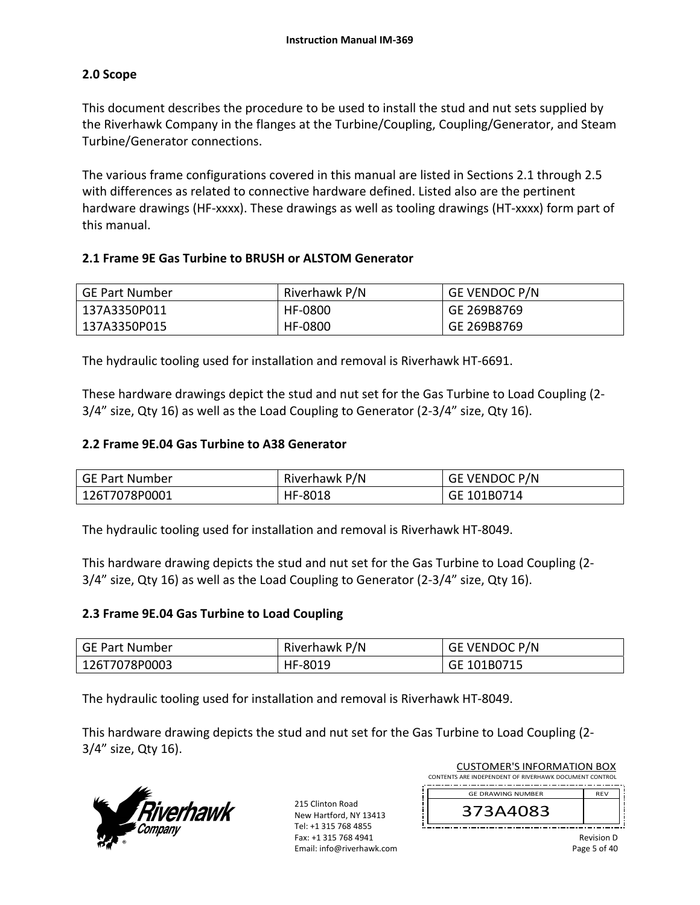## 2.0 Scope

This document describes the procedure to be used to install the stud and nut sets supplied by the Riverhawk Company in the flanges at the Turbine/Coupling, Coupling/Generator, and Steam Turbine/Generator connections.

The various frame configurations covered in this manual are listed in Sections 2.1 through 2.5 with differences as related to connective hardware defined. Listed also are the pertinent hardware drawings (HF-xxxx). These drawings as well as tooling drawings (HT-xxxx) form part of this manual.

### 2.1 Frame 9E Gas Turbine to BRUSH or ALSTOM Generator

| GE Part Number | Riverhawk P/N | GE VENDOC P/N |
|---|---|---|
| 137A3350P011<br>137A3350P015 | HF-0800<br>HF-0800 | GE 269B8769<br>GE 269B8769 |

The hydraulic tooling used for installation and removal is Riverhawk HT-6691.

These hardware drawings depict the stud and nut set for the Gas Turbine to Load Coupling (2-3/4" size, Qty 16) as well as the Load Coupling to Generator (2-3/4" size, Qty 16).

### 2.2 Frame 9E.04 Gas Turbine to A38 Generator

| GE Part Number | Riverhawk P/N | GE VENDOC P/N |
|---|---|---|
| 126T7078P0001 | HF-8018 | GE 101B0714 |

The hydraulic tooling used for installation and removal is Riverhawk HT-8049.

This hardware drawing depicts the stud and nut set for the Gas Turbine to Load Coupling (2-3/4" size, Qty 16) as well as the Load Coupling to Generator (2-3/4" size, Qty 16).

### 2.3 Frame 9E.04 Gas Turbine to Load Coupling

| GE Part Number | Riverhawk P/N | GE VENDOC P/N |
|---|---|---|
| 126T7078P0003 | HF-8019 | GE 101B0715 |

The hydraulic tooling used for installation and removal is Riverhawk HT-8049.

This hardware drawing depicts the stud and nut set for the Gas Turbine to Load Coupling (2-3/4" size, Qty 16).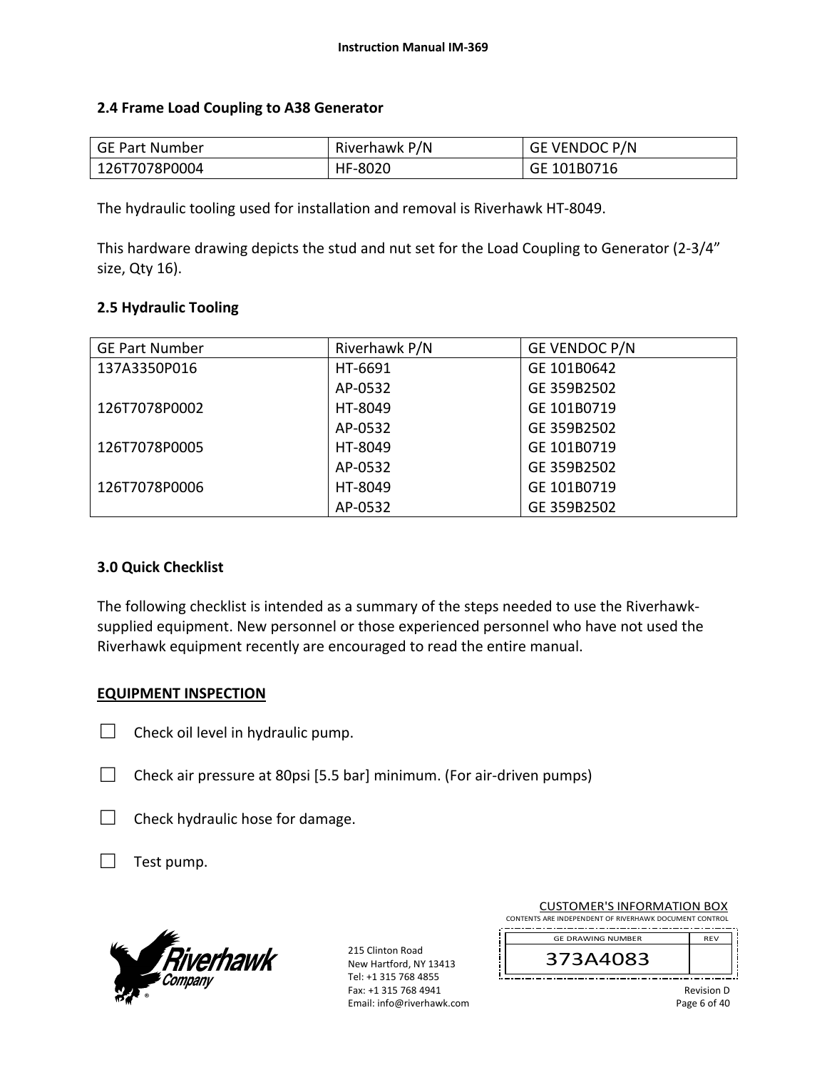### 2.4 Frame Load Coupling to A38 Generator

| GE Part Number | Riverhawk P/N | GE VENDOC P/N |
|---|---|---|
| 126T7078P0004 | HF-8020 | GE 101B0716 |

The hydraulic tooling used for installation and removal is Riverhawk HT-8049.

This hardware drawing depicts the stud and nut set for the Load Coupling to Generator (2-3/4" size, Qty 16).

### 2.5 Hydraulic Tooling

| GE Part Number | Riverhawk P/N | GE VENDOC P/N |
|---|---|---|
| 137A3350P016 | HT-6691 | GE 101B0642 |
| | AP-0532 | GE 359B2502 |
| 126T7078P0002 | HT-8049 | GE 101B0719 |
| | AP-0532 | GE 359B2502 |
| 126T7078P0005 | HT-8049 | GE 101B0719 |
| | AP-0532 | GE 359B2502 |
| 126T7078P0006 | HT-8049 | GE 101B0719 |
| | AP-0532 | GE 359B2502 |

## 3.0 Quick Checklist

The following checklist is intended as a summary of the steps needed to use the Riverhawk-supplied equipment. New personnel or those experienced personnel who have not used the Riverhawk equipment recently are encouraged to read the entire manual.

**EQUIPMENT INSPECTION**

☐ Check oil level in hydraulic pump.

☐ Check air pressure at 80psi [5.5 bar] minimum. (For air-driven pumps)

☐ Check hydraulic hose for damage.

☐ Test pump.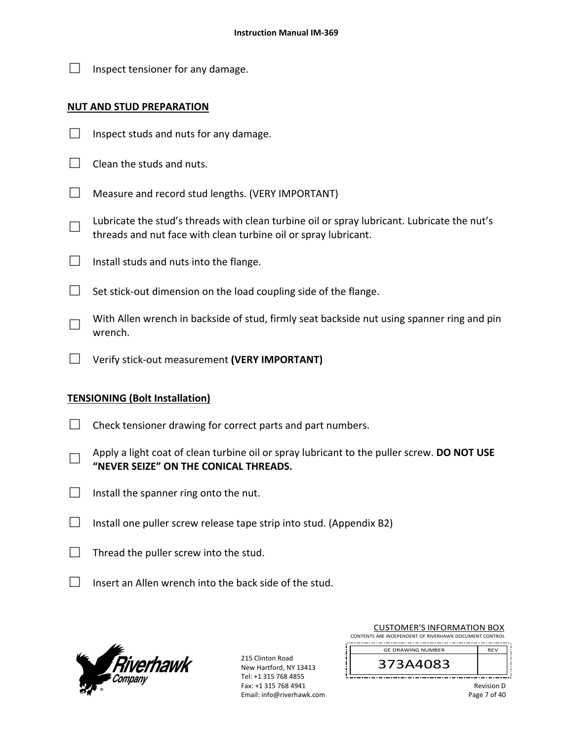☐ Inspect tensioner for any damage.

## NUT AND STUD PREPARATION

☐ Inspect studs and nuts for any damage.

☐ Clean the studs and nuts.

☐ Measure and record stud lengths. (VERY IMPORTANT)

☐ Lubricate the stud's threads with clean turbine oil or spray lubricant. Lubricate the nut's threads and nut face with clean turbine oil or spray lubricant.

☐ Install studs and nuts into the flange.

☐ Set stick-out dimension on the load coupling side of the flange.

☐ With Allen wrench in backside of stud, firmly seat backside nut using spanner ring and pin wrench.

☐ Verify stick-out measurement **(VERY IMPORTANT)**

## TENSIONING (Bolt Installation)

☐ Check tensioner drawing for correct parts and part numbers.

☐ Apply a light coat of clean turbine oil or spray lubricant to the puller screw. **DO NOT USE "NEVER SEIZE" ON THE CONICAL THREADS.**

☐ Install the spanner ring onto the nut.

☐ Install one puller screw release tape strip into stud. (Appendix B2)

☐ Thread the puller screw into the stud.

☐ Insert an Allen wrench into the back side of the stud.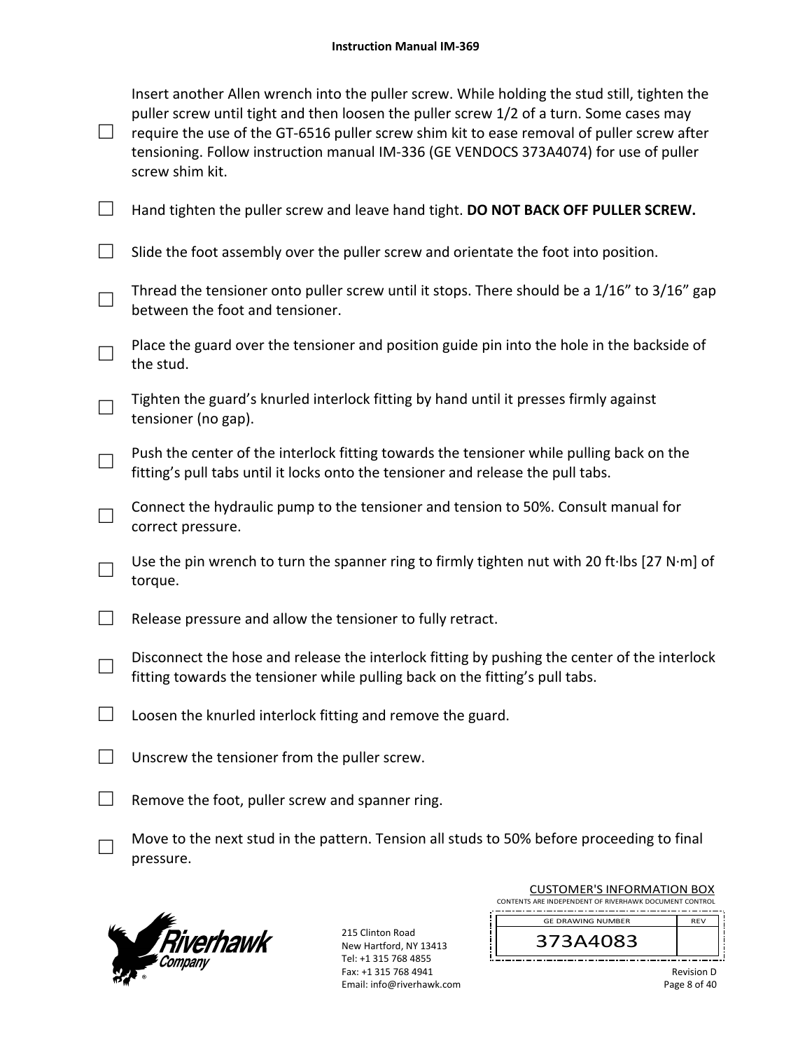- ☐ Insert another Allen wrench into the puller screw. While holding the stud still, tighten the puller screw until tight and then loosen the puller screw 1/2 of a turn. Some cases may require the use of the GT-6516 puller screw shim kit to ease removal of puller screw after tensioning. Follow instruction manual IM-336 (GE VENDOCS 373A4074) for use of puller screw shim kit.
- ☐ Hand tighten the puller screw and leave hand tight. **DO NOT BACK OFF PULLER SCREW.**
- ☐ Slide the foot assembly over the puller screw and orientate the foot into position.
- ☐ Thread the tensioner onto puller screw until it stops. There should be a 1/16” to 3/16” gap between the foot and tensioner.
- ☐ Place the guard over the tensioner and position guide pin into the hole in the backside of the stud.
- ☐ Tighten the guard’s knurled interlock fitting by hand until it presses firmly against tensioner (no gap).
- ☐ Push the center of the interlock fitting towards the tensioner while pulling back on the fitting’s pull tabs until it locks onto the tensioner and release the pull tabs.
- ☐ Connect the hydraulic pump to the tensioner and tension to 50%. Consult manual for correct pressure.
- ☐ Use the pin wrench to turn the spanner ring to firmly tighten nut with 20 ft·lbs [27 N·m] of torque.
- ☐ Release pressure and allow the tensioner to fully retract.
- ☐ Disconnect the hose and release the interlock fitting by pushing the center of the interlock fitting towards the tensioner while pulling back on the fitting’s pull tabs.
- ☐ Loosen the knurled interlock fitting and remove the guard.
- ☐ Unscrew the tensioner from the puller screw.
- ☐ Remove the foot, puller screw and spanner ring.
- ☐ Move to the next stud in the pattern. Tension all studs to 50% before proceeding to final pressure.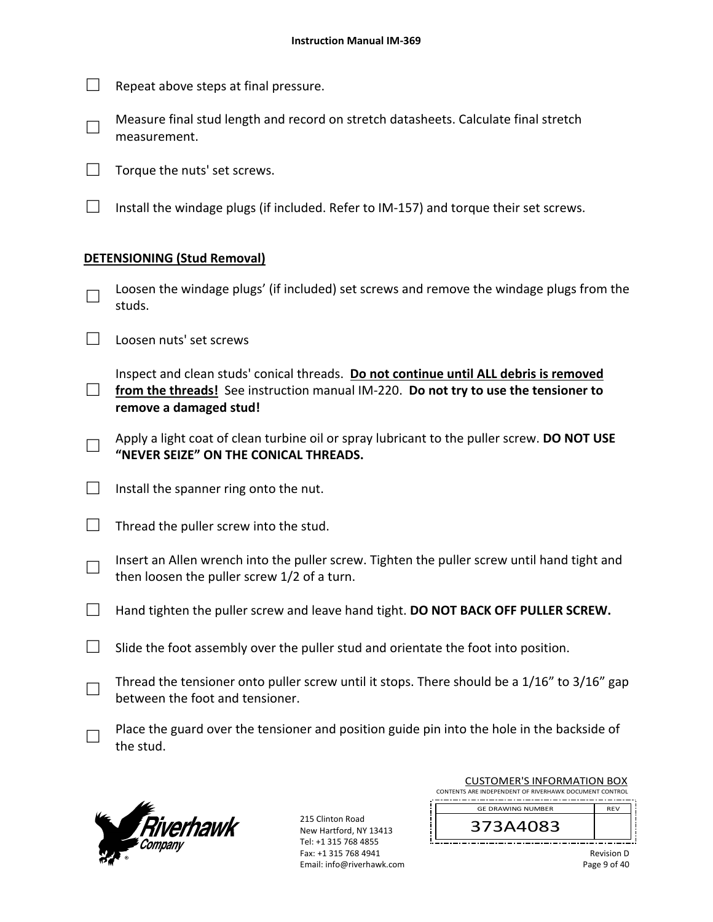- ☐ Repeat above steps at final pressure.
- ☐ Measure final stud length and record on stretch datasheets. Calculate final stretch measurement.
- ☐ Torque the nuts' set screws.
- ☐ Install the windage plugs (if included. Refer to IM-157) and torque their set screws.

**DETENSIONING (Stud Removal)**

- ☐ Loosen the windage plugs' (if included) set screws and remove the windage plugs from the studs.
- ☐ Loosen nuts' set screws
- ☐ Inspect and clean studs' conical threads. **Do not continue until ALL debris is removed from the threads!** See instruction manual IM-220. **Do not try to use the tensioner to remove a damaged stud!**
- ☐ Apply a light coat of clean turbine oil or spray lubricant to the puller screw. **DO NOT USE "NEVER SEIZE" ON THE CONICAL THREADS.**
- ☐ Install the spanner ring onto the nut.
- ☐ Thread the puller screw into the stud.
- ☐ Insert an Allen wrench into the puller screw. Tighten the puller screw until hand tight and then loosen the puller screw 1/2 of a turn.
- ☐ Hand tighten the puller screw and leave hand tight. **DO NOT BACK OFF PULLER SCREW.**
- ☐ Slide the foot assembly over the puller stud and orientate the foot into position.
- ☐ Thread the tensioner onto puller screw until it stops. There should be a 1/16" to 3/16" gap between the foot and tensioner.
- ☐ Place the guard over the tensioner and position guide pin into the hole in the backside of the stud.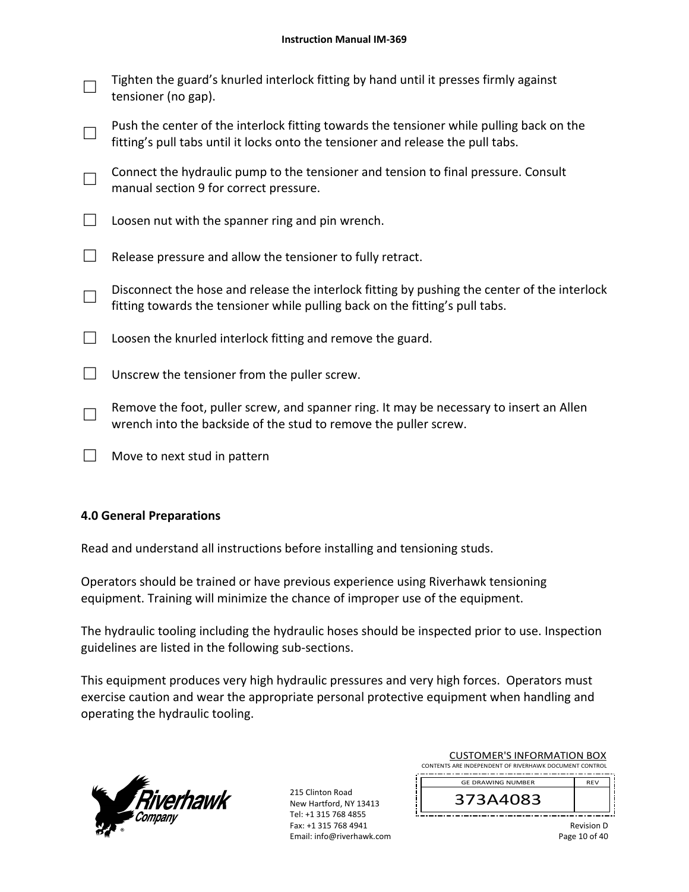☐ Tighten the guard's knurled interlock fitting by hand until it presses firmly against tensioner (no gap).

☐ Push the center of the interlock fitting towards the tensioner while pulling back on the fitting's pull tabs until it locks onto the tensioner and release the pull tabs.

☐ Connect the hydraulic pump to the tensioner and tension to final pressure. Consult manual section 9 for correct pressure.

☐ Loosen nut with the spanner ring and pin wrench.

☐ Release pressure and allow the tensioner to fully retract.

☐ Disconnect the hose and release the interlock fitting by pushing the center of the interlock fitting towards the tensioner while pulling back on the fitting's pull tabs.

☐ Loosen the knurled interlock fitting and remove the guard.

☐ Unscrew the tensioner from the puller screw.

☐ Remove the foot, puller screw, and spanner ring. It may be necessary to insert an Allen wrench into the backside of the stud to remove the puller screw.

☐ Move to next stud in pattern

## 4.0 General Preparations

Read and understand all instructions before installing and tensioning studs.

Operators should be trained or have previous experience using Riverhawk tensioning equipment. Training will minimize the chance of improper use of the equipment.

The hydraulic tooling including the hydraulic hoses should be inspected prior to use. Inspection guidelines are listed in the following sub-sections.

This equipment produces very high hydraulic pressures and very high forces. Operators must exercise caution and wear the appropriate personal protective equipment when handling and operating the hydraulic tooling.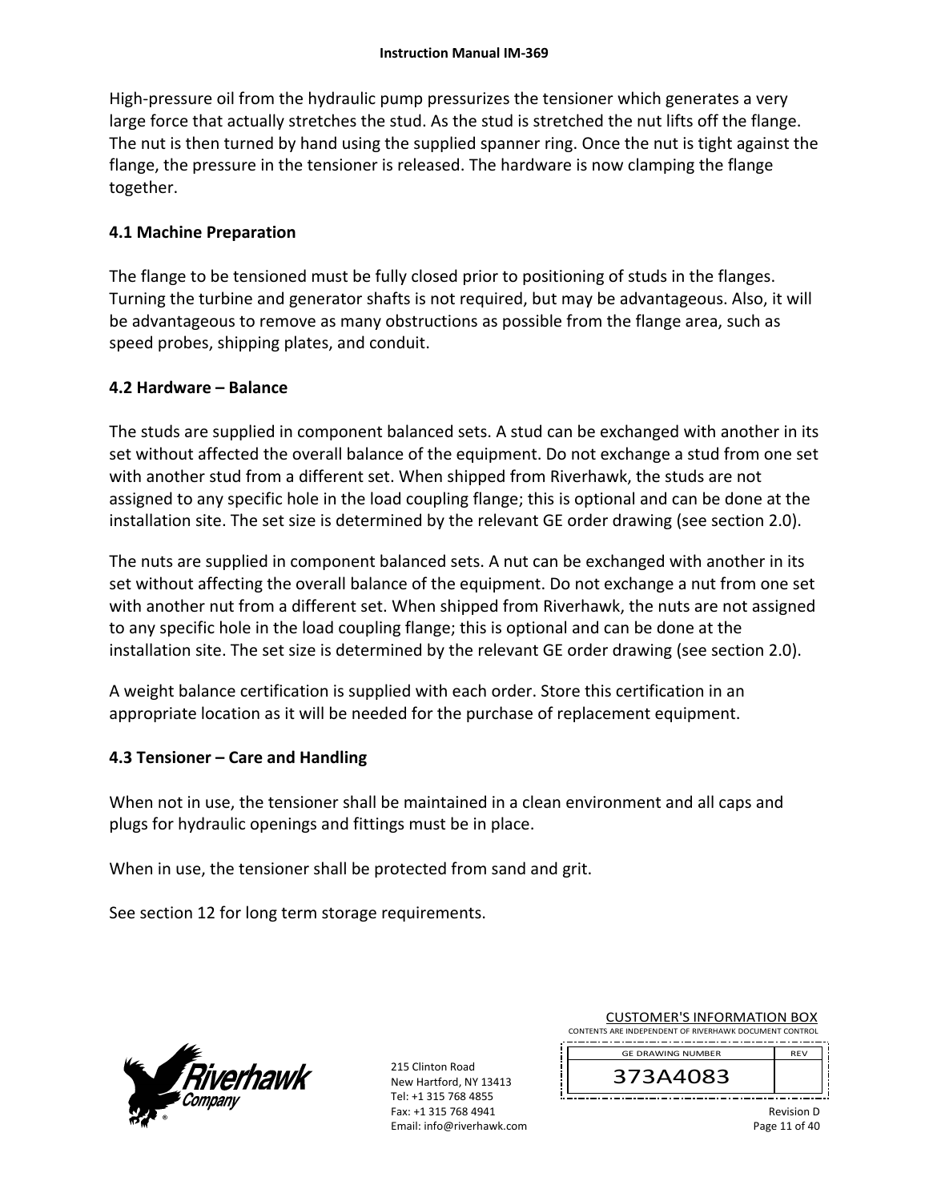High-pressure oil from the hydraulic pump pressurizes the tensioner which generates a very large force that actually stretches the stud. As the stud is stretched the nut lifts off the flange. The nut is then turned by hand using the supplied spanner ring. Once the nut is tight against the flange, the pressure in the tensioner is released. The hardware is now clamping the flange together.

## 4.1 Machine Preparation

The flange to be tensioned must be fully closed prior to positioning of studs in the flanges. Turning the turbine and generator shafts is not required, but may be advantageous. Also, it will be advantageous to remove as many obstructions as possible from the flange area, such as speed probes, shipping plates, and conduit.

## 4.2 Hardware – Balance

The studs are supplied in component balanced sets. A stud can be exchanged with another in its set without affected the overall balance of the equipment. Do not exchange a stud from one set with another stud from a different set. When shipped from Riverhawk, the studs are not assigned to any specific hole in the load coupling flange; this is optional and can be done at the installation site. The set size is determined by the relevant GE order drawing (see section 2.0).

The nuts are supplied in component balanced sets. A nut can be exchanged with another in its set without affecting the overall balance of the equipment. Do not exchange a nut from one set with another nut from a different set. When shipped from Riverhawk, the nuts are not assigned to any specific hole in the load coupling flange; this is optional and can be done at the installation site. The set size is determined by the relevant GE order drawing (see section 2.0).

A weight balance certification is supplied with each order. Store this certification in an appropriate location as it will be needed for the purchase of replacement equipment.

## 4.3 Tensioner – Care and Handling

When not in use, the tensioner shall be maintained in a clean environment and all caps and plugs for hydraulic openings and fittings must be in place.

When in use, the tensioner shall be protected from sand and grit.

See section 12 for long term storage requirements.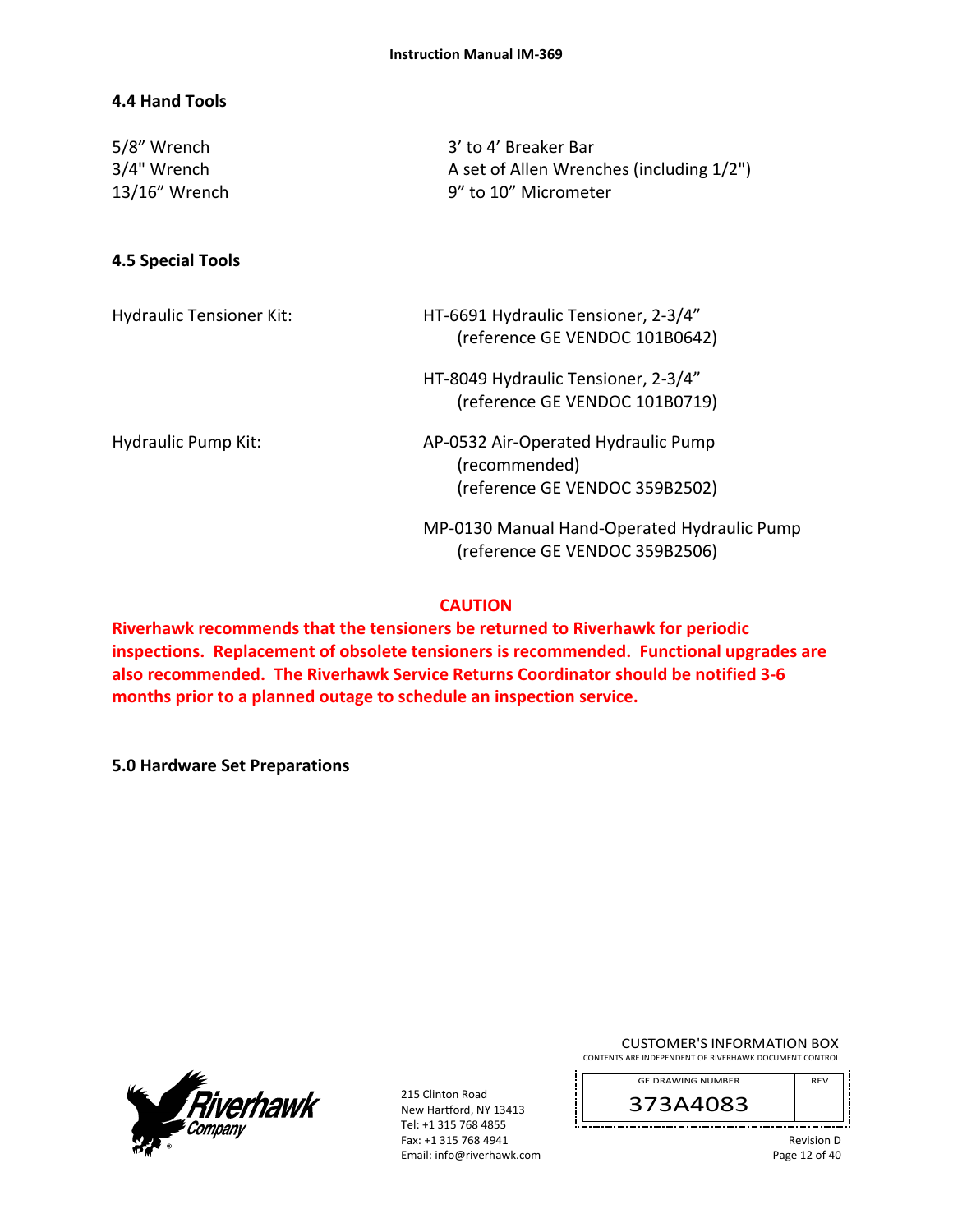## 4.4 Hand Tools

| | |
|---|---|
| 5/8" Wrench | 3' to 4' Breaker Bar |
| 3/4" Wrench | A set of Allen Wrenches (including 1/2") |
| 13/16" Wrench | 9" to 10" Micrometer |

## 4.5 Special Tools

| | |
|---|---|
| Hydraulic Tensioner Kit: | HT-6691 Hydraulic Tensioner, 2-3/4" (reference GE VENDOC 101B0642) |
| | HT-8049 Hydraulic Tensioner, 2-3/4" (reference GE VENDOC 101B0719) |
| Hydraulic Pump Kit: | AP-0532 Air-Operated Hydraulic Pump (recommended) (reference GE VENDOC 359B2502) |
| | MP-0130 Manual Hand-Operated Hydraulic Pump (reference GE VENDOC 359B2506) |

**CAUTION**

**Riverhawk recommends that the tensioners be returned to Riverhawk for periodic inspections. Replacement of obsolete tensioners is recommended. Functional upgrades are also recommended. The Riverhawk Service Returns Coordinator should be notified 3-6 months prior to a planned outage to schedule an inspection service.**

## 5.0 Hardware Set Preparations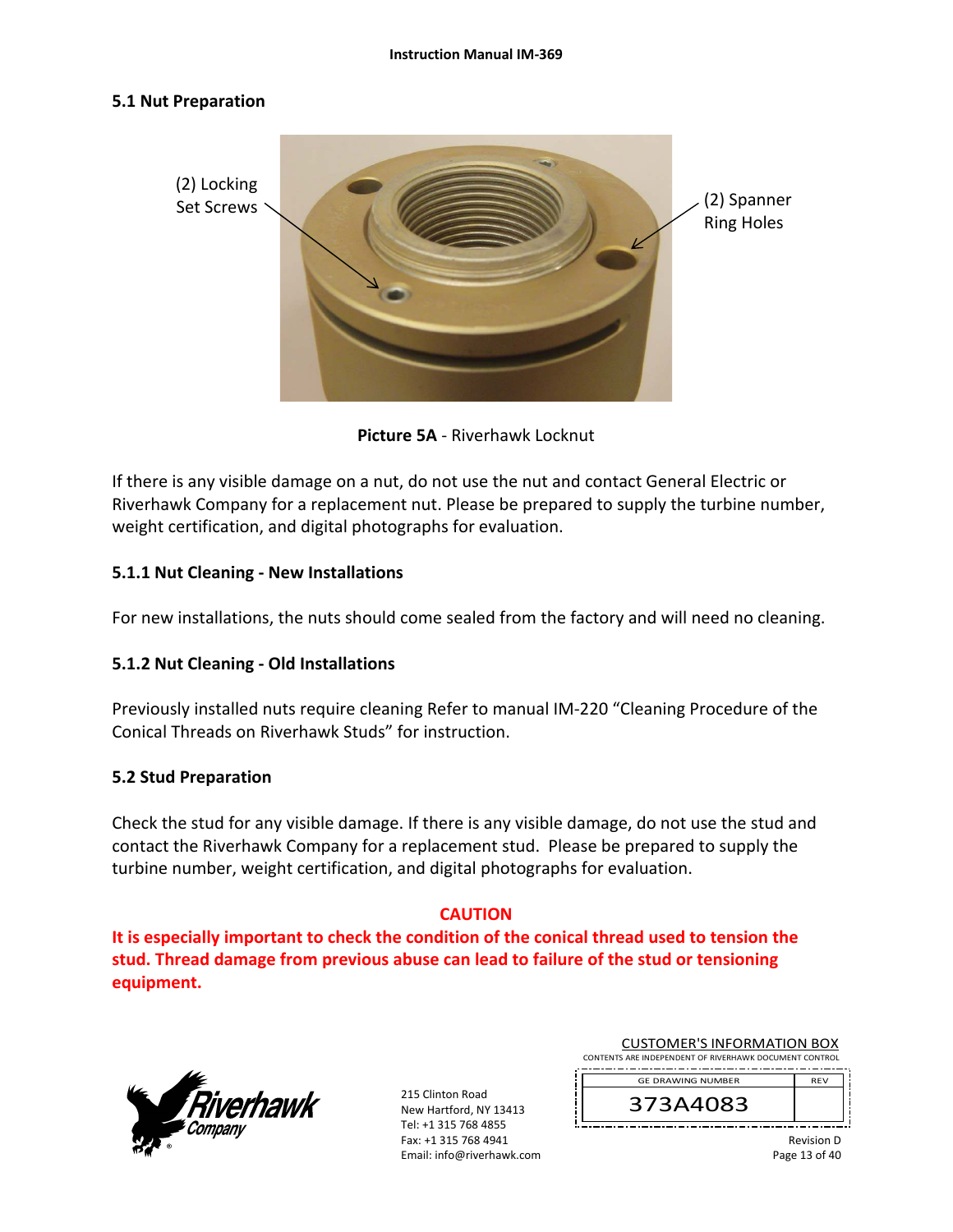## 5.1 Nut Preparation

(2) Locking Set Screws

(2) Spanner Ring Holes

**Picture 5A** - Riverhawk Locknut

If there is any visible damage on a nut, do not use the nut and contact General Electric or Riverhawk Company for a replacement nut. Please be prepared to supply the turbine number, weight certification, and digital photographs for evaluation.

### 5.1.1 Nut Cleaning - New Installations

For new installations, the nuts should come sealed from the factory and will need no cleaning.

### 5.1.2 Nut Cleaning - Old Installations

Previously installed nuts require cleaning Refer to manual IM-220 "Cleaning Procedure of the Conical Threads on Riverhawk Studs" for instruction.

## 5.2 Stud Preparation

Check the stud for any visible damage. If there is any visible damage, do not use the stud and contact the Riverhawk Company for a replacement stud. Please be prepared to supply the turbine number, weight certification, and digital photographs for evaluation.

**CAUTION**

**It is especially important to check the condition of the conical thread used to tension the stud. Thread damage from previous abuse can lead to failure of the stud or tensioning equipment.**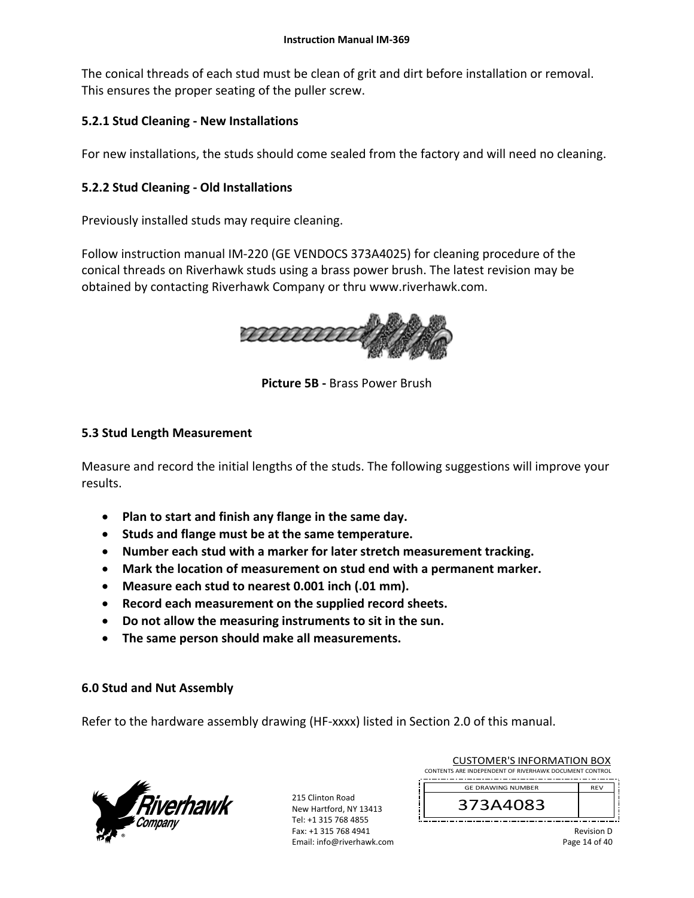The conical threads of each stud must be clean of grit and dirt before installation or removal. This ensures the proper seating of the puller screw.

### 5.2.1 Stud Cleaning - New Installations

For new installations, the studs should come sealed from the factory and will need no cleaning.

### 5.2.2 Stud Cleaning - Old Installations

Previously installed studs may require cleaning.

Follow instruction manual IM-220 (GE VENDOCS 373A4025) for cleaning procedure of the conical threads on Riverhawk studs using a brass power brush. The latest revision may be obtained by contacting Riverhawk Company or thru www.riverhawk.com.

**Picture 5B -** Brass Power Brush

## 5.3 Stud Length Measurement

Measure and record the initial lengths of the studs. The following suggestions will improve your results.

- **Plan to start and finish any flange in the same day.**
- **Studs and flange must be at the same temperature.**
- **Number each stud with a marker for later stretch measurement tracking.**
- **Mark the location of measurement on stud end with a permanent marker.**
- **Measure each stud to nearest 0.001 inch (.01 mm).**
- **Record each measurement on the supplied record sheets.**
- **Do not allow the measuring instruments to sit in the sun.**
- **The same person should make all measurements.**

# 6.0 Stud and Nut Assembly

Refer to the hardware assembly drawing (HF-xxxx) listed in Section 2.0 of this manual.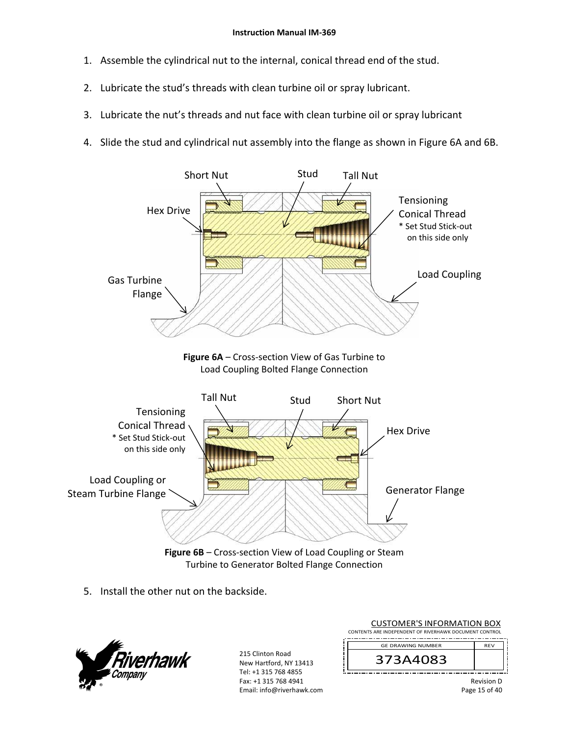1. Assemble the cylindrical nut to the internal, conical thread end of the stud.

2. Lubricate the stud's threads with clean turbine oil or spray lubricant.

3. Lubricate the nut's threads and nut face with clean turbine oil or spray lubricant

4. Slide the stud and cylindrical nut assembly into the flange as shown in Figure 6A and 6B.

Short Nut, Stud, Tall Nut, Hex Drive, Tensioning Conical Thread, * Set Stud Stick-out on this side only, Gas Turbine Flange, Load Coupling

**Figure 6A** – Cross-section View of Gas Turbine to Load Coupling Bolted Flange Connection

Tall Nut, Stud, Short Nut, Tensioning Conical Thread, * Set Stud Stick-out on this side only, Hex Drive, Load Coupling or Steam Turbine Flange, Generator Flange

**Figure 6B** – Cross-section View of Load Coupling or Steam Turbine to Generator Bolted Flange Connection

5. Install the other nut on the backside.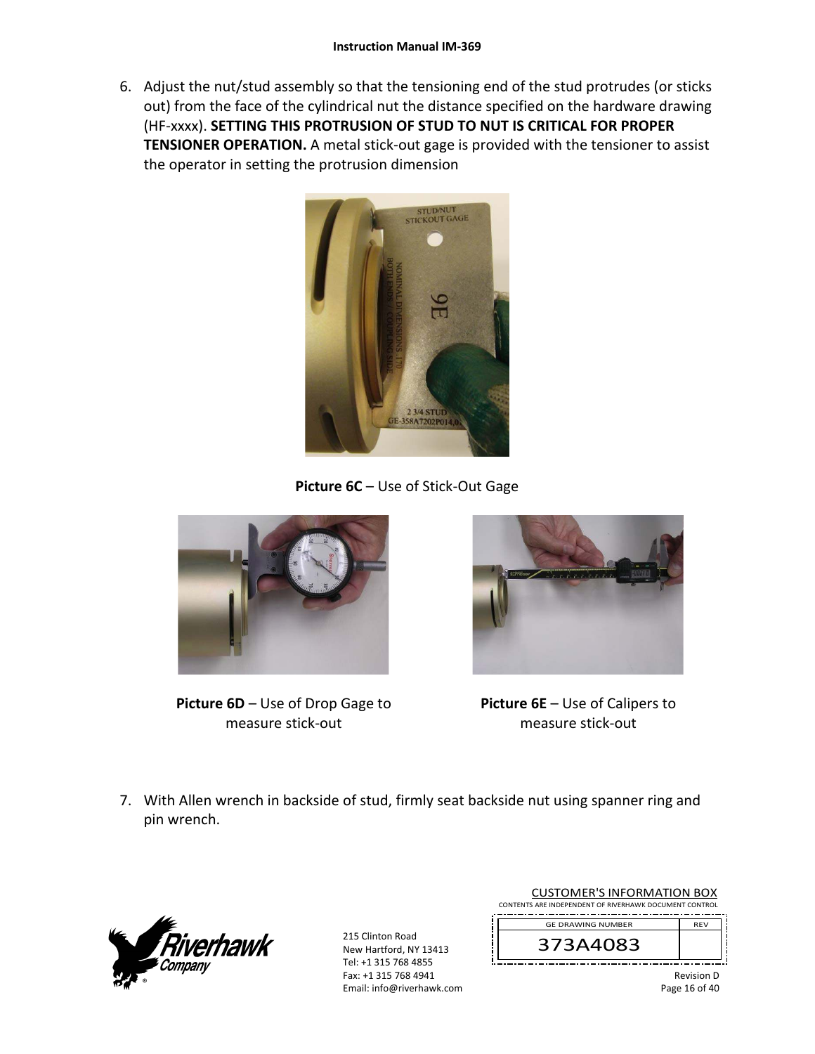6. Adjust the nut/stud assembly so that the tensioning end of the stud protrudes (or sticks out) from the face of the cylindrical nut the distance specified on the hardware drawing (HF-xxxx). **SETTING THIS PROTRUSION OF STUD TO NUT IS CRITICAL FOR PROPER TENSIONER OPERATION.** A metal stick-out gage is provided with the tensioner to assist the operator in setting the protrusion dimension

**Picture 6C** – Use of Stick-Out Gage

**Picture 6D** – Use of Drop Gage to measure stick-out

**Picture 6E** – Use of Calipers to measure stick-out

7. With Allen wrench in backside of stud, firmly seat backside nut using spanner ring and pin wrench.

215 Clinton Road
New Hartford, NY 13413
Tel: +1 315 768 4855
Fax: +1 315 768 4941
Email: info@riverhawk.com

CUSTOMER'S INFORMATION BOX
CONTENTS ARE INDEPENDENT OF RIVERHAWK DOCUMENT CONTROL

| GE DRAWING NUMBER | REV |
|---|---|
| 373A4083 | |

Revision D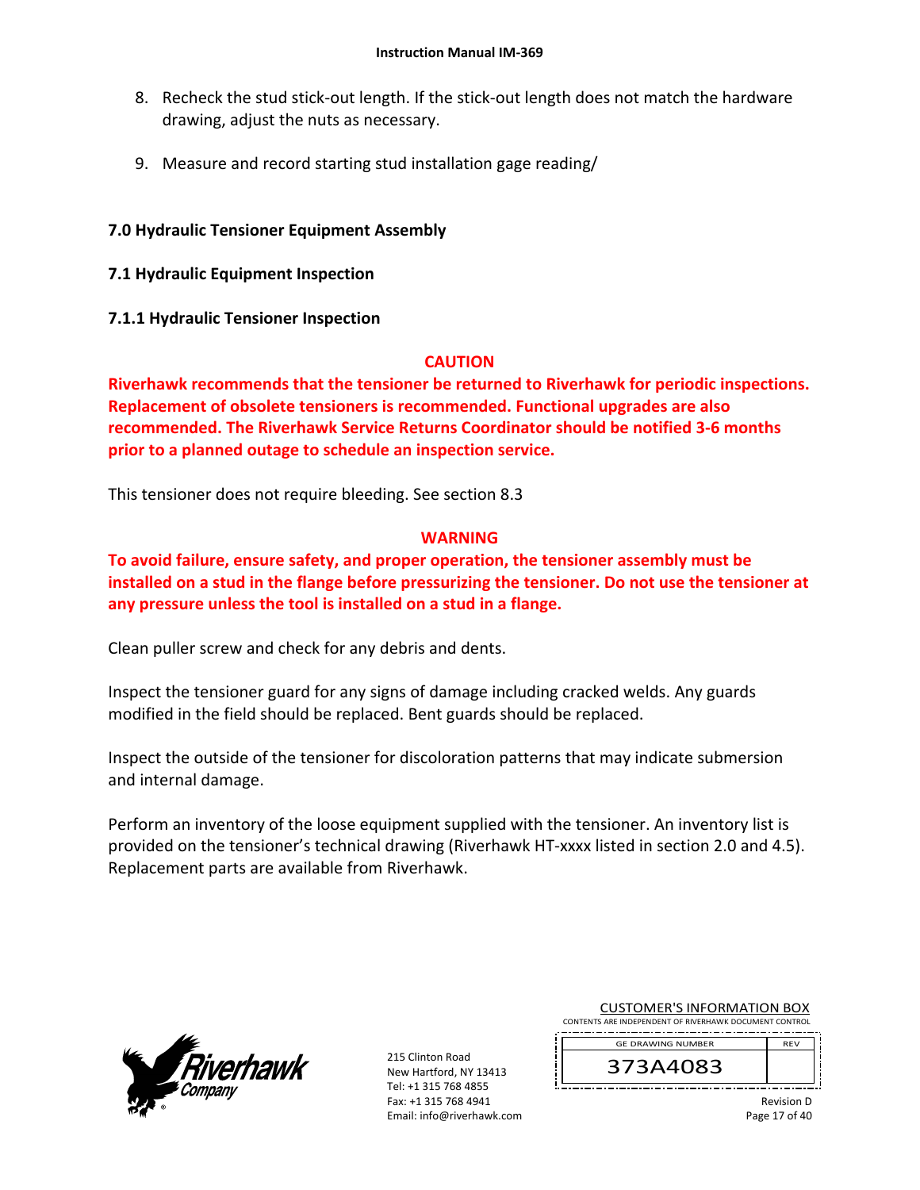8. Recheck the stud stick-out length. If the stick-out length does not match the hardware drawing, adjust the nuts as necessary.

9. Measure and record starting stud installation gage reading/

## 7.0 Hydraulic Tensioner Equipment Assembly

### 7.1 Hydraulic Equipment Inspection

#### 7.1.1 Hydraulic Tensioner Inspection

**CAUTION**

**Riverhawk recommends that the tensioner be returned to Riverhawk for periodic inspections. Replacement of obsolete tensioners is recommended. Functional upgrades are also recommended. The Riverhawk Service Returns Coordinator should be notified 3-6 months prior to a planned outage to schedule an inspection service.**

This tensioner does not require bleeding. See section 8.3

**WARNING**

**To avoid failure, ensure safety, and proper operation, the tensioner assembly must be installed on a stud in the flange before pressurizing the tensioner. Do not use the tensioner at any pressure unless the tool is installed on a stud in a flange.**

Clean puller screw and check for any debris and dents.

Inspect the tensioner guard for any signs of damage including cracked welds. Any guards modified in the field should be replaced. Bent guards should be replaced.

Inspect the outside of the tensioner for discoloration patterns that may indicate submersion and internal damage.

Perform an inventory of the loose equipment supplied with the tensioner. An inventory list is provided on the tensioner's technical drawing (Riverhawk HT-xxxx listed in section 2.0 and 4.5). Replacement parts are available from Riverhawk.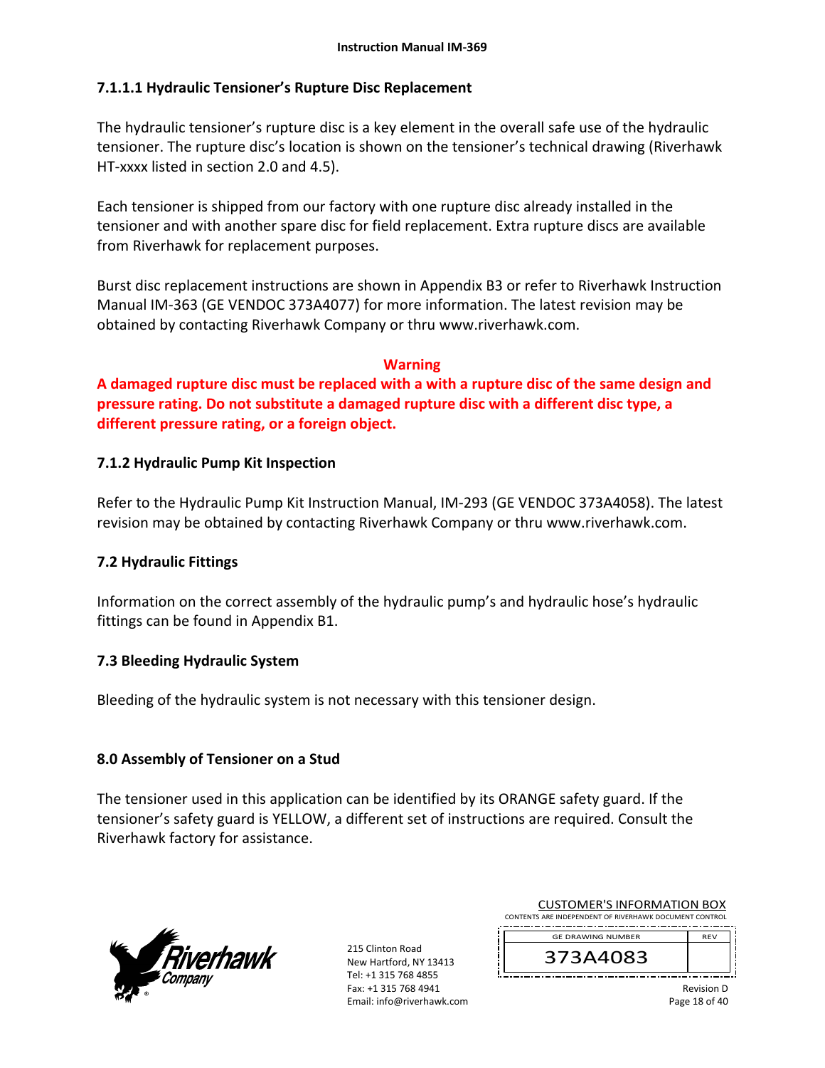### 7.1.1.1 Hydraulic Tensioner's Rupture Disc Replacement

The hydraulic tensioner's rupture disc is a key element in the overall safe use of the hydraulic tensioner. The rupture disc's location is shown on the tensioner's technical drawing (Riverhawk HT-xxxx listed in section 2.0 and 4.5).

Each tensioner is shipped from our factory with one rupture disc already installed in the tensioner and with another spare disc for field replacement. Extra rupture discs are available from Riverhawk for replacement purposes.

Burst disc replacement instructions are shown in Appendix B3 or refer to Riverhawk Instruction Manual IM-363 (GE VENDOC 373A4077) for more information. The latest revision may be obtained by contacting Riverhawk Company or thru www.riverhawk.com.

**Warning**

**A damaged rupture disc must be replaced with a with a rupture disc of the same design and pressure rating. Do not substitute a damaged rupture disc with a different disc type, a different pressure rating, or a foreign object.**

### 7.1.2 Hydraulic Pump Kit Inspection

Refer to the Hydraulic Pump Kit Instruction Manual, IM-293 (GE VENDOC 373A4058). The latest revision may be obtained by contacting Riverhawk Company or thru www.riverhawk.com.

## 7.2 Hydraulic Fittings

Information on the correct assembly of the hydraulic pump's and hydraulic hose's hydraulic fittings can be found in Appendix B1.

## 7.3 Bleeding Hydraulic System

Bleeding of the hydraulic system is not necessary with this tensioner design.

# 8.0 Assembly of Tensioner on a Stud

The tensioner used in this application can be identified by its ORANGE safety guard. If the tensioner's safety guard is YELLOW, a different set of instructions are required. Consult the Riverhawk factory for assistance.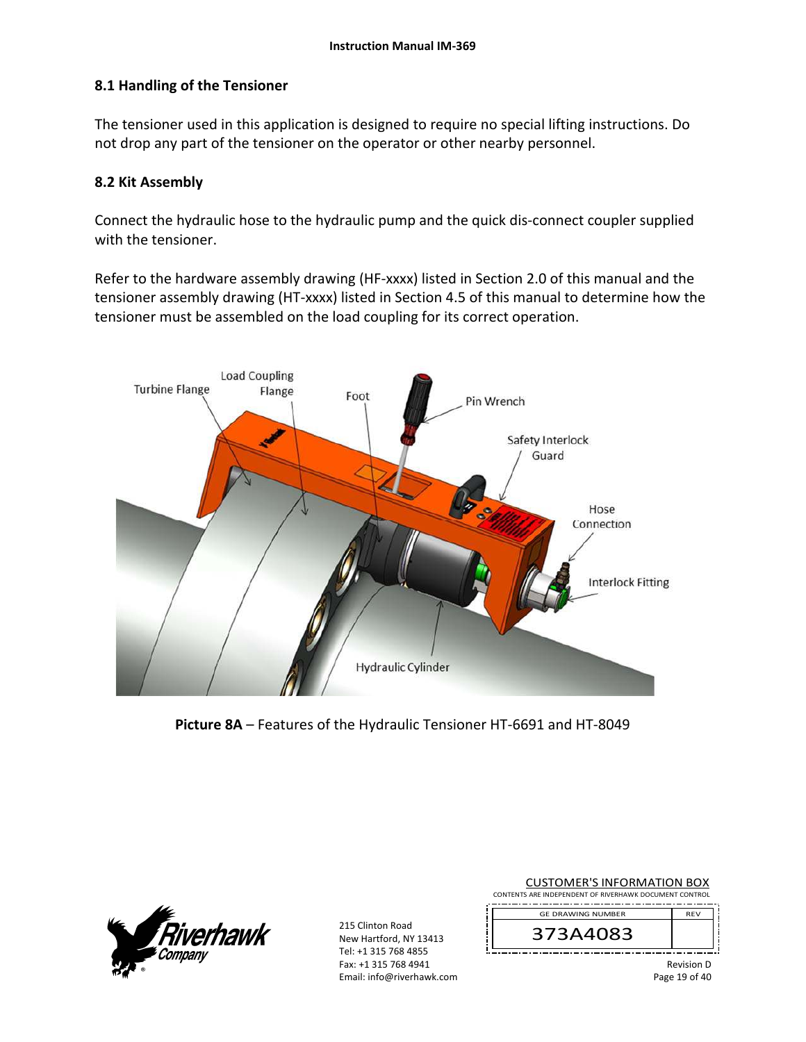## 8.1 Handling of the Tensioner

The tensioner used in this application is designed to require no special lifting instructions. Do not drop any part of the tensioner on the operator or other nearby personnel.

## 8.2 Kit Assembly

Connect the hydraulic hose to the hydraulic pump and the quick dis-connect coupler supplied with the tensioner.

Refer to the hardware assembly drawing (HF-xxxx) listed in Section 2.0 of this manual and the tensioner assembly drawing (HT-xxxx) listed in Section 4.5 of this manual to determine how the tensioner must be assembled on the load coupling for its correct operation.

**Picture 8A** – Features of the Hydraulic Tensioner HT-6691 and HT-8049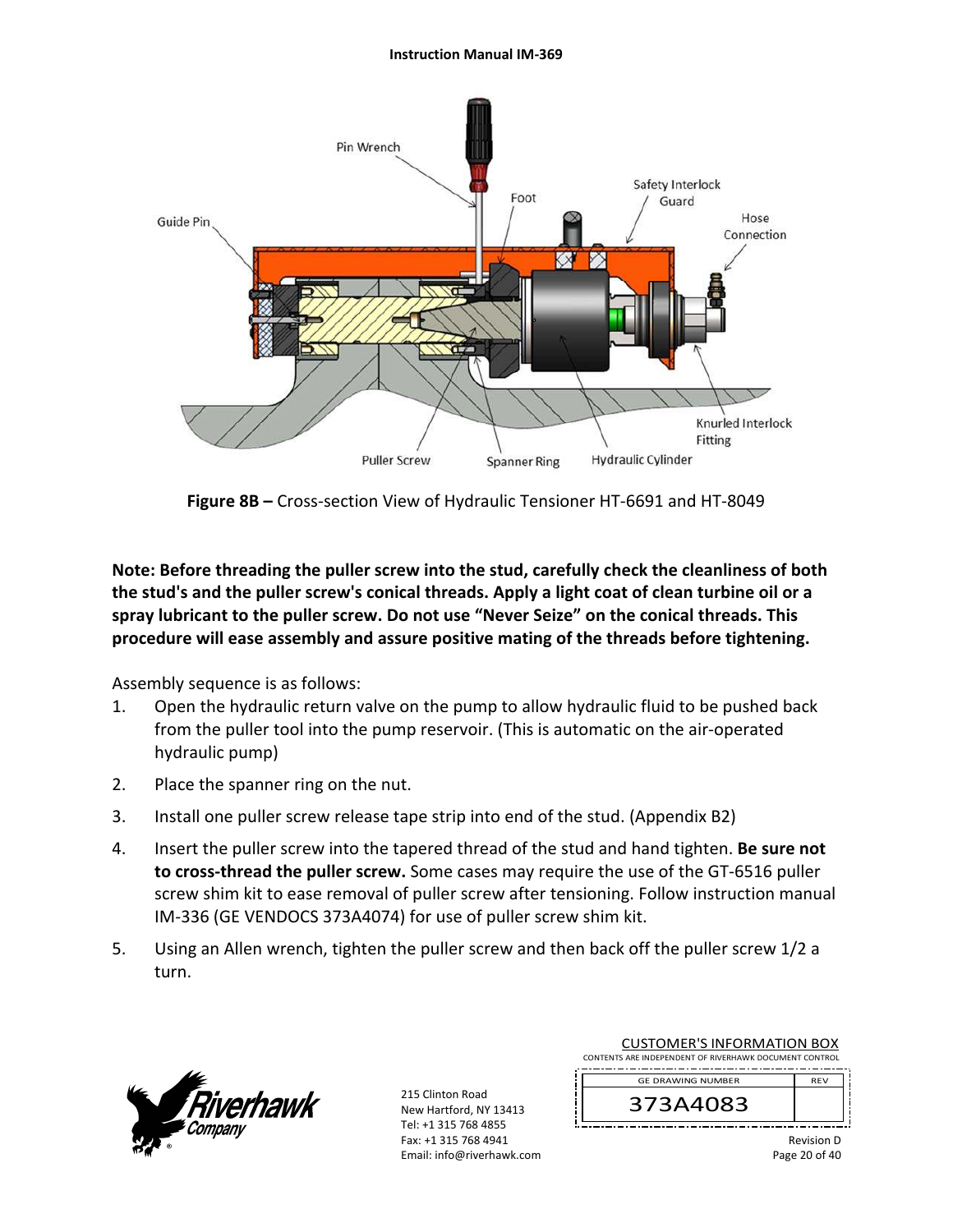**Figure 8B –** Cross-section View of Hydraulic Tensioner HT-6691 and HT-8049

**Note: Before threading the puller screw into the stud, carefully check the cleanliness of both the stud's and the puller screw's conical threads. Apply a light coat of clean turbine oil or a spray lubricant to the puller screw. Do not use "Never Seize" on the conical threads. This procedure will ease assembly and assure positive mating of the threads before tightening.**

Assembly sequence is as follows:

1. Open the hydraulic return valve on the pump to allow hydraulic fluid to be pushed back from the puller tool into the pump reservoir. (This is automatic on the air-operated hydraulic pump)
2. Place the spanner ring on the nut.
3. Install one puller screw release tape strip into end of the stud. (Appendix B2)
4. Insert the puller screw into the tapered thread of the stud and hand tighten. **Be sure not to cross-thread the puller screw.** Some cases may require the use of the GT-6516 puller screw shim kit to ease removal of puller screw after tensioning. Follow instruction manual IM-336 (GE VENDOCS 373A4074) for use of puller screw shim kit.
5. Using an Allen wrench, tighten the puller screw and then back off the puller screw 1/2 a turn.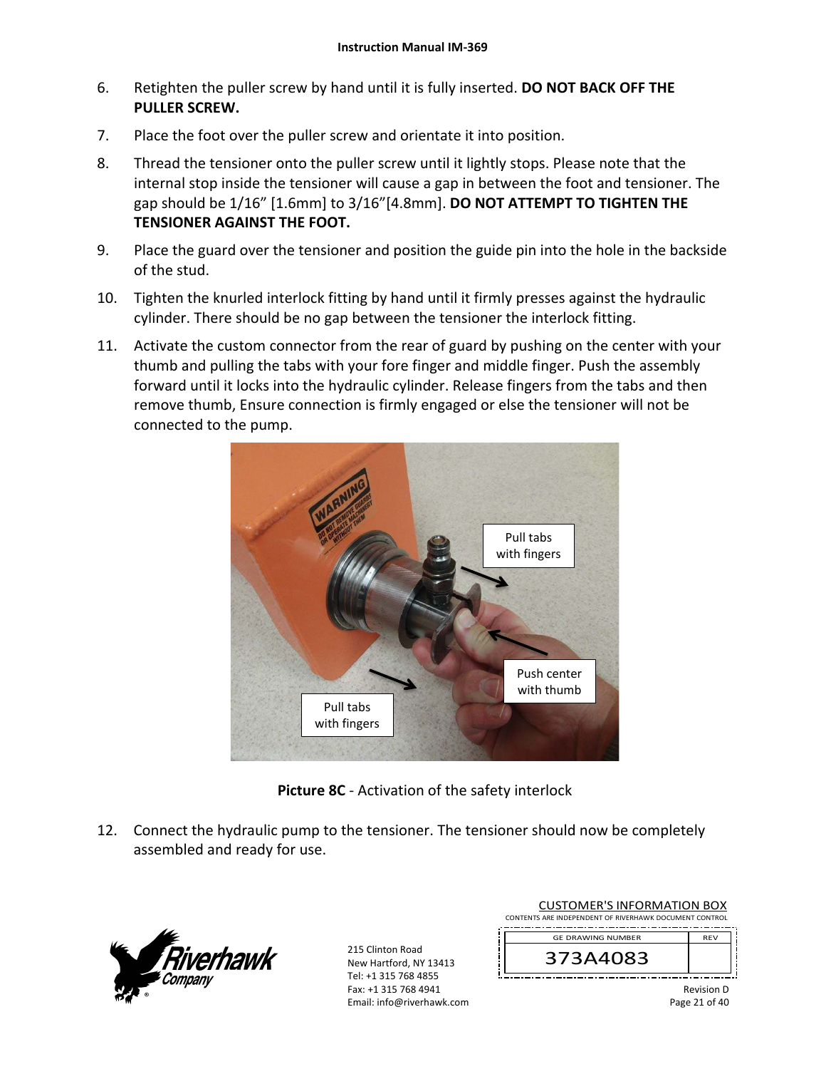6. Retighten the puller screw by hand until it is fully inserted. **DO NOT BACK OFF THE PULLER SCREW.**

7. Place the foot over the puller screw and orientate it into position.

8. Thread the tensioner onto the puller screw until it lightly stops. Please note that the internal stop inside the tensioner will cause a gap in between the foot and tensioner. The gap should be 1/16" [1.6mm] to 3/16"[4.8mm]. **DO NOT ATTEMPT TO TIGHTEN THE TENSIONER AGAINST THE FOOT.**

9. Place the guard over the tensioner and position the guide pin into the hole in the backside of the stud.

10. Tighten the knurled interlock fitting by hand until it firmly presses against the hydraulic cylinder. There should be no gap between the tensioner the interlock fitting.

11. Activate the custom connector from the rear of guard by pushing on the center with your thumb and pulling the tabs with your fore finger and middle finger. Push the assembly forward until it locks into the hydraulic cylinder. Release fingers from the tabs and then remove thumb, Ensure connection is firmly engaged or else the tensioner will not be connected to the pump.

**Picture 8C** - Activation of the safety interlock

12. Connect the hydraulic pump to the tensioner. The tensioner should now be completely assembled and ready for use.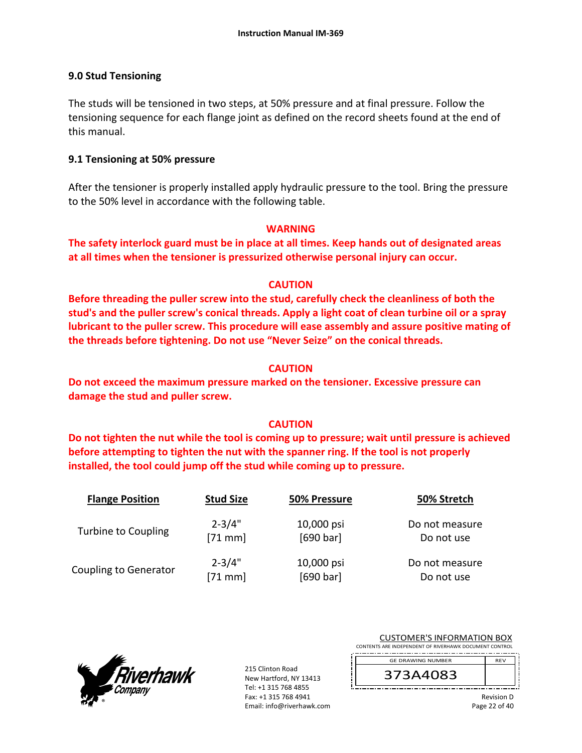## 9.0 Stud Tensioning

The studs will be tensioned in two steps, at 50% pressure and at final pressure. Follow the tensioning sequence for each flange joint as defined on the record sheets found at the end of this manual.

### 9.1 Tensioning at 50% pressure

After the tensioner is properly installed apply hydraulic pressure to the tool. Bring the pressure to the 50% level in accordance with the following table.

**WARNING**

**The safety interlock guard must be in place at all times. Keep hands out of designated areas at all times when the tensioner is pressurized otherwise personal injury can occur.**

**CAUTION**

**Before threading the puller screw into the stud, carefully check the cleanliness of both the stud's and the puller screw's conical threads. Apply a light coat of clean turbine oil or a spray lubricant to the puller screw. This procedure will ease assembly and assure positive mating of the threads before tightening. Do not use "Never Seize" on the conical threads.**

**CAUTION**

**Do not exceed the maximum pressure marked on the tensioner. Excessive pressure can damage the stud and puller screw.**

**CAUTION**

**Do not tighten the nut while the tool is coming up to pressure; wait until pressure is achieved before attempting to tighten the nut with the spanner ring. If the tool is not properly installed, the tool could jump off the stud while coming up to pressure.**

| Flange Position | Stud Size | 50% Pressure | 50% Stretch |
|---|---|---|---|
| Turbine to Coupling | 2-3/4" [71 mm] | 10,000 psi [690 bar] | Do not measure Do not use |
| Coupling to Generator | 2-3/4" [71 mm] | 10,000 psi [690 bar] | Do not measure Do not use |

Riverhawk Company
215 Clinton Road
New Hartford, NY 13413
Tel: +1 315 768 4855
Fax: +1 315 768 4941
Email: info@riverhawk.com

CUSTOMER'S INFORMATION BOX
CONTENTS ARE INDEPENDENT OF RIVERHAWK DOCUMENT CONTROL

| GE DRAWING NUMBER | REV |
|---|---|
| 373A4083 | |

Revision D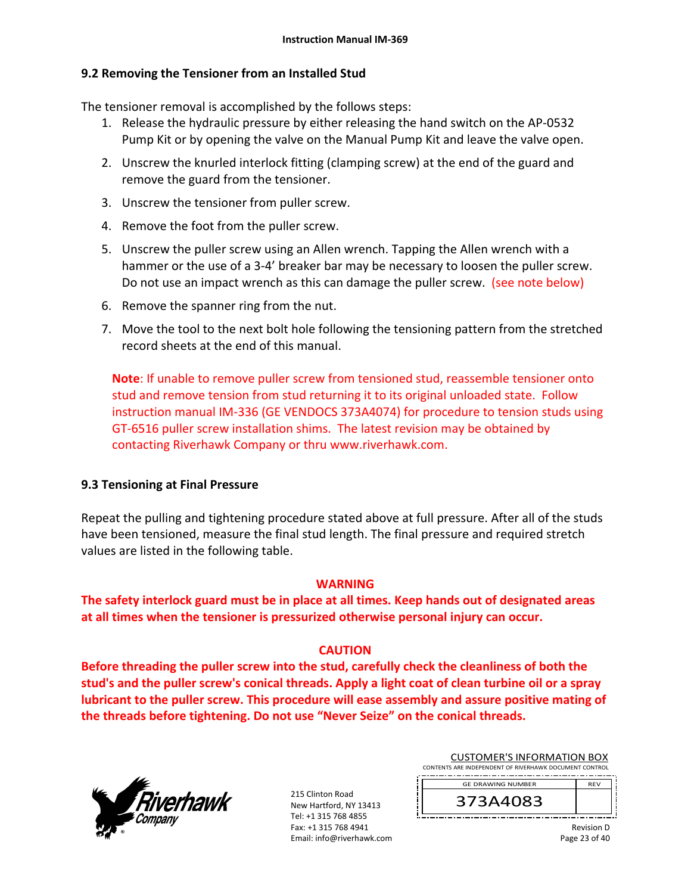## 9.2 Removing the Tensioner from an Installed Stud

The tensioner removal is accomplished by the follows steps:

1. Release the hydraulic pressure by either releasing the hand switch on the AP-0532 Pump Kit or by opening the valve on the Manual Pump Kit and leave the valve open.
2. Unscrew the knurled interlock fitting (clamping screw) at the end of the guard and remove the guard from the tensioner.
3. Unscrew the tensioner from puller screw.
4. Remove the foot from the puller screw.
5. Unscrew the puller screw using an Allen wrench. Tapping the Allen wrench with a hammer or the use of a 3-4' breaker bar may be necessary to loosen the puller screw. Do not use an impact wrench as this can damage the puller screw. (see note below)
6. Remove the spanner ring from the nut.
7. Move the tool to the next bolt hole following the tensioning pattern from the stretched record sheets at the end of this manual.

**Note**: If unable to remove puller screw from tensioned stud, reassemble tensioner onto stud and remove tension from stud returning it to its original unloaded state. Follow instruction manual IM-336 (GE VENDOCS 373A4074) for procedure to tension studs using GT-6516 puller screw installation shims. The latest revision may be obtained by contacting Riverhawk Company or thru www.riverhawk.com.

## 9.3 Tensioning at Final Pressure

Repeat the pulling and tightening procedure stated above at full pressure. After all of the studs have been tensioned, measure the final stud length. The final pressure and required stretch values are listed in the following table.

**WARNING**

**The safety interlock guard must be in place at all times. Keep hands out of designated areas at all times when the tensioner is pressurized otherwise personal injury can occur.**

**CAUTION**

**Before threading the puller screw into the stud, carefully check the cleanliness of both the stud's and the puller screw's conical threads. Apply a light coat of clean turbine oil or a spray lubricant to the puller screw. This procedure will ease assembly and assure positive mating of the threads before tightening. Do not use "Never Seize" on the conical threads.**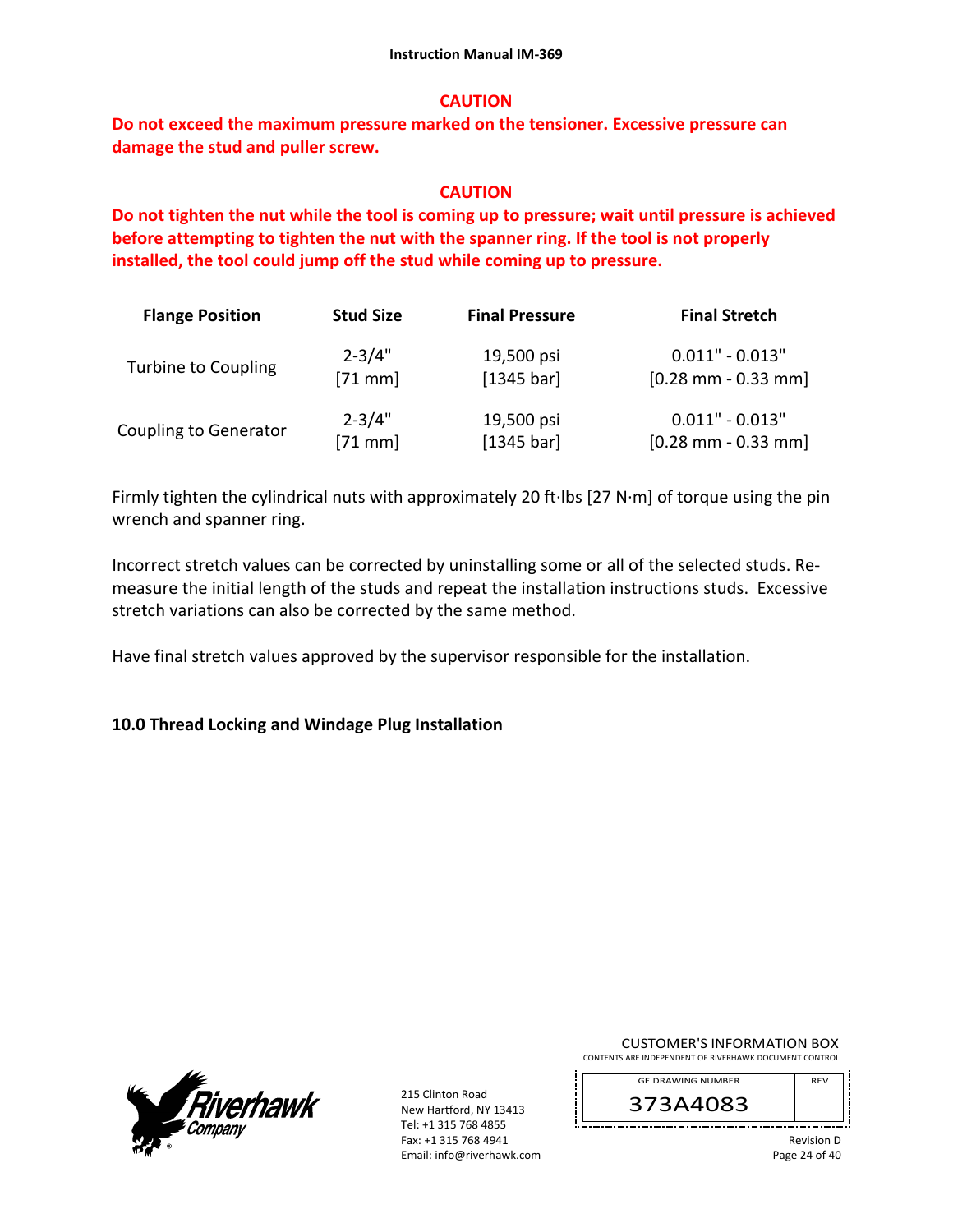**CAUTION**

**Do not exceed the maximum pressure marked on the tensioner. Excessive pressure can damage the stud and puller screw.**

**CAUTION**

**Do not tighten the nut while the tool is coming up to pressure; wait until pressure is achieved before attempting to tighten the nut with the spanner ring. If the tool is not properly installed, the tool could jump off the stud while coming up to pressure.**

| Flange Position | Stud Size | Final Pressure | Final Stretch |
|---|---|---|---|
| Turbine to Coupling | 2-3/4" [71 mm] | 19,500 psi [1345 bar] | 0.011" - 0.013" [0.28 mm - 0.33 mm] |
| Coupling to Generator | 2-3/4" [71 mm] | 19,500 psi [1345 bar] | 0.011" - 0.013" [0.28 mm - 0.33 mm] |

Firmly tighten the cylindrical nuts with approximately 20 ft·lbs [27 N·m] of torque using the pin wrench and spanner ring.

Incorrect stretch values can be corrected by uninstalling some or all of the selected studs. Re-measure the initial length of the studs and repeat the installation instructions studs. Excessive stretch variations can also be corrected by the same method.

Have final stretch values approved by the supervisor responsible for the installation.

## 10.0 Thread Locking and Windage Plug Installation

215 Clinton Road
New Hartford, NY 13413
Tel: +1 315 768 4855
Fax: +1 315 768 4941
Email: info@riverhawk.com

CUSTOMER'S INFORMATION BOX
CONTENTS ARE INDEPENDENT OF RIVERHAWK DOCUMENT CONTROL

| GE DRAWING NUMBER | REV |
|---|---|
| 373A4083 | |

Revision D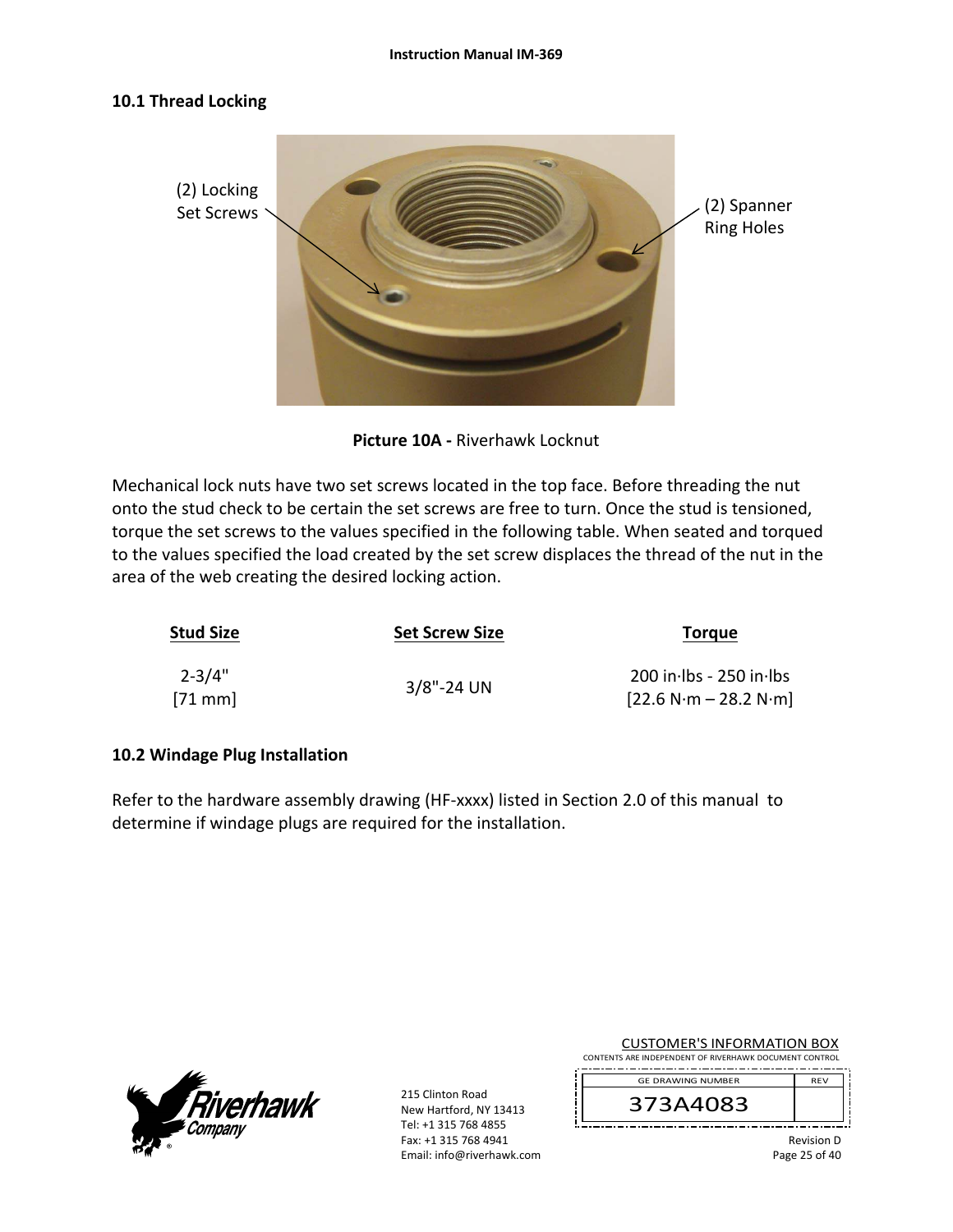## 10.1 Thread Locking

(2) Locking Set Screws

(2) Spanner Ring Holes

**Picture 10A -** Riverhawk Locknut

Mechanical lock nuts have two set screws located in the top face. Before threading the nut onto the stud check to be certain the set screws are free to turn. Once the stud is tensioned, torque the set screws to the values specified in the following table. When seated and torqued to the values specified the load created by the set screw displaces the thread of the nut in the area of the web creating the desired locking action.

| Stud Size | Set Screw Size | Torque |
|---|---|---|
| 2-3/4" [71 mm] | 3/8"-24 UN | 200 in·lbs - 250 in·lbs [22.6 N·m – 28.2 N·m] |

## 10.2 Windage Plug Installation

Refer to the hardware assembly drawing (HF-xxxx) listed in Section 2.0 of this manual to determine if windage plugs are required for the installation.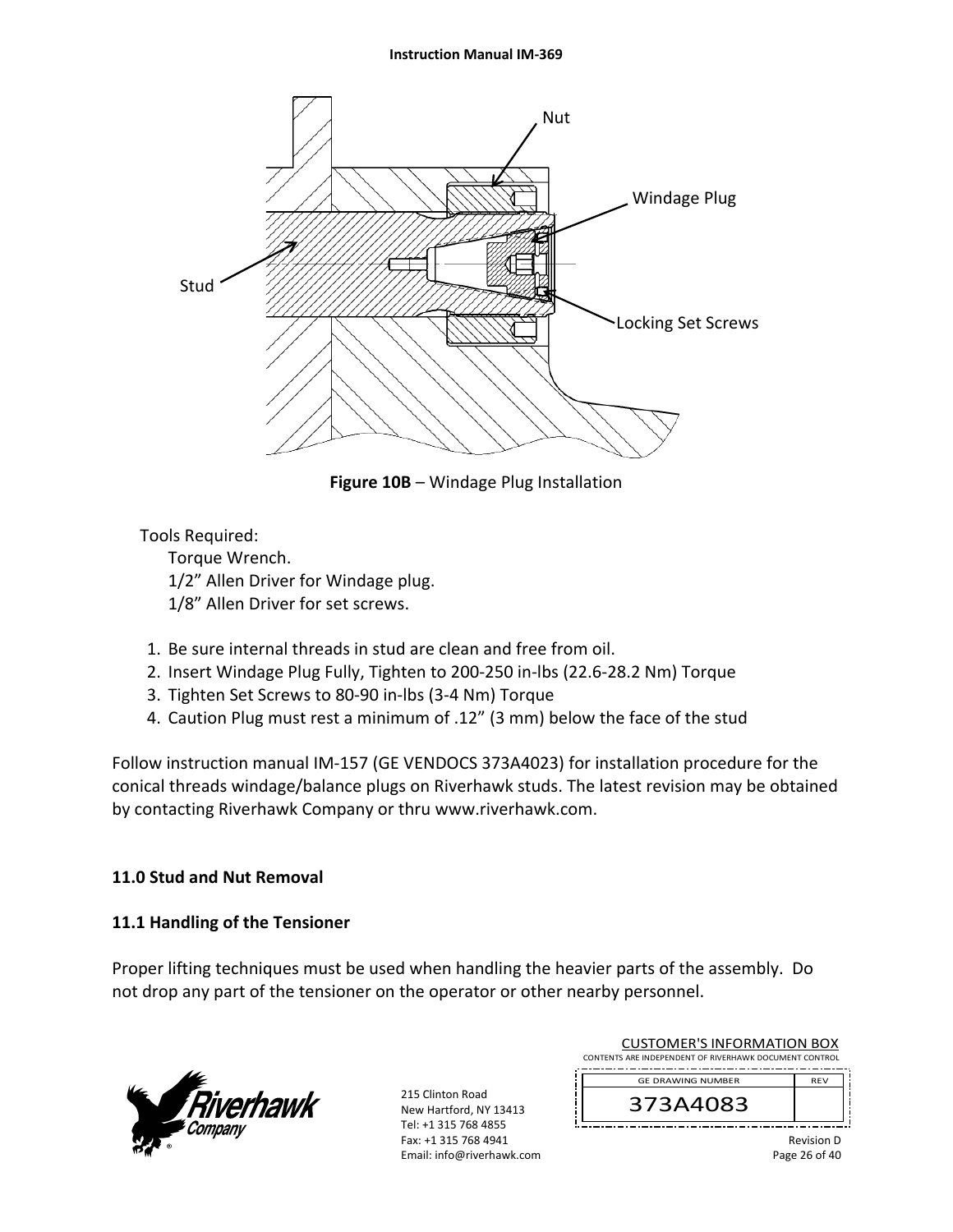Figure 10B – Windage Plug Installation

Tools Required:

- Torque Wrench.
- 1/2" Allen Driver for Windage plug.
- 1/8" Allen Driver for set screws.

1. Be sure internal threads in stud are clean and free from oil.
2. Insert Windage Plug Fully, Tighten to 200-250 in-lbs (22.6-28.2 Nm) Torque
3. Tighten Set Screws to 80-90 in-lbs (3-4 Nm) Torque
4. Caution Plug must rest a minimum of .12" (3 mm) below the face of the stud

Follow instruction manual IM-157 (GE VENDOCS 373A4023) for installation procedure for the conical threads windage/balance plugs on Riverhawk studs. The latest revision may be obtained by contacting Riverhawk Company or thru www.riverhawk.com.

## 11.0 Stud and Nut Removal

### 11.1 Handling of the Tensioner

Proper lifting techniques must be used when handling the heavier parts of the assembly. Do not drop any part of the tensioner on the operator or other nearby personnel.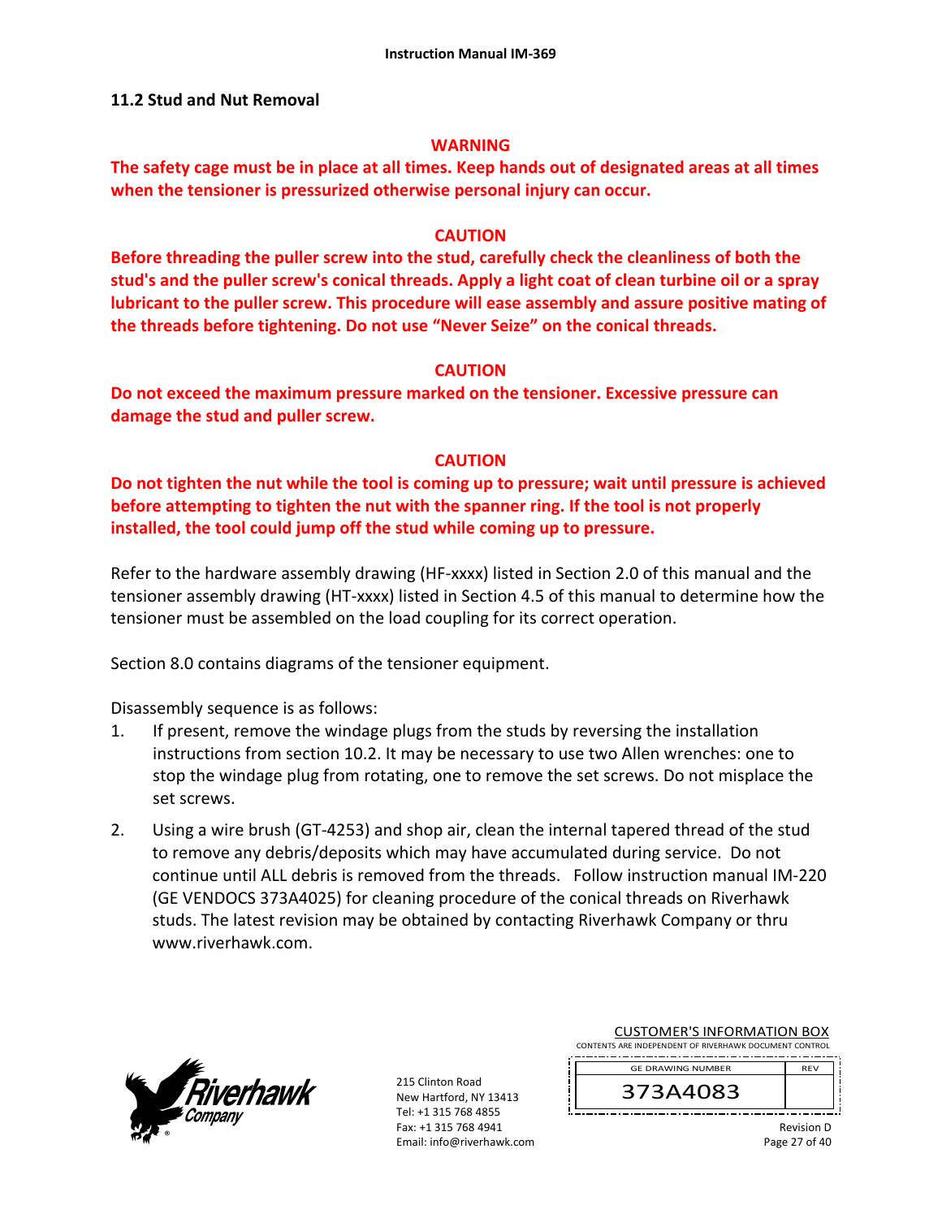## 11.2 Stud and Nut Removal

**WARNING**

**The safety cage must be in place at all times. Keep hands out of designated areas at all times when the tensioner is pressurized otherwise personal injury can occur.**

**CAUTION**

**Before threading the puller screw into the stud, carefully check the cleanliness of both the stud's and the puller screw's conical threads. Apply a light coat of clean turbine oil or a spray lubricant to the puller screw. This procedure will ease assembly and assure positive mating of the threads before tightening. Do not use "Never Seize" on the conical threads.**

**CAUTION**

**Do not exceed the maximum pressure marked on the tensioner. Excessive pressure can damage the stud and puller screw.**

**CAUTION**

**Do not tighten the nut while the tool is coming up to pressure; wait until pressure is achieved before attempting to tighten the nut with the spanner ring. If the tool is not properly installed, the tool could jump off the stud while coming up to pressure.**

Refer to the hardware assembly drawing (HF-xxxx) listed in Section 2.0 of this manual and the tensioner assembly drawing (HT-xxxx) listed in Section 4.5 of this manual to determine how the tensioner must be assembled on the load coupling for its correct operation.

Section 8.0 contains diagrams of the tensioner equipment.

Disassembly sequence is as follows:

1. If present, remove the windage plugs from the studs by reversing the installation instructions from section 10.2. It may be necessary to use two Allen wrenches: one to stop the windage plug from rotating, one to remove the set screws. Do not misplace the set screws.
2. Using a wire brush (GT-4253) and shop air, clean the internal tapered thread of the stud to remove any debris/deposits which may have accumulated during service. Do not continue until ALL debris is removed from the threads. Follow instruction manual IM-220 (GE VENDOCS 373A4025) for cleaning procedure of the conical threads on Riverhawk studs. The latest revision may be obtained by contacting Riverhawk Company or thru www.riverhawk.com.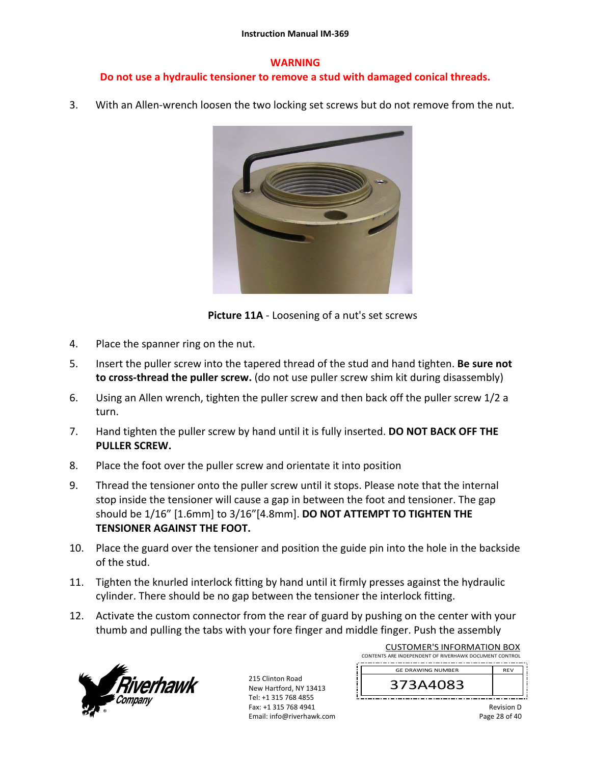**WARNING**

**Do not use a hydraulic tensioner to remove a stud with damaged conical threads.**

3. With an Allen-wrench loosen the two locking set screws but do not remove from the nut.

**Picture 11A** - Loosening of a nut's set screws

4. Place the spanner ring on the nut.
5. Insert the puller screw into the tapered thread of the stud and hand tighten. **Be sure not to cross-thread the puller screw.** (do not use puller screw shim kit during disassembly)
6. Using an Allen wrench, tighten the puller screw and then back off the puller screw 1/2 a turn.
7. Hand tighten the puller screw by hand until it is fully inserted. **DO NOT BACK OFF THE PULLER SCREW.**
8. Place the foot over the puller screw and orientate it into position
9. Thread the tensioner onto the puller screw until it stops. Please note that the internal stop inside the tensioner will cause a gap in between the foot and tensioner. The gap should be 1/16" [1.6mm] to 3/16"[4.8mm]. **DO NOT ATTEMPT TO TIGHTEN THE TENSIONER AGAINST THE FOOT.**
10. Place the guard over the tensioner and position the guide pin into the hole in the backside of the stud.
11. Tighten the knurled interlock fitting by hand until it firmly presses against the hydraulic cylinder. There should be no gap between the tensioner the interlock fitting.
12. Activate the custom connector from the rear of guard by pushing on the center with your thumb and pulling the tabs with your fore finger and middle finger. Push the assembly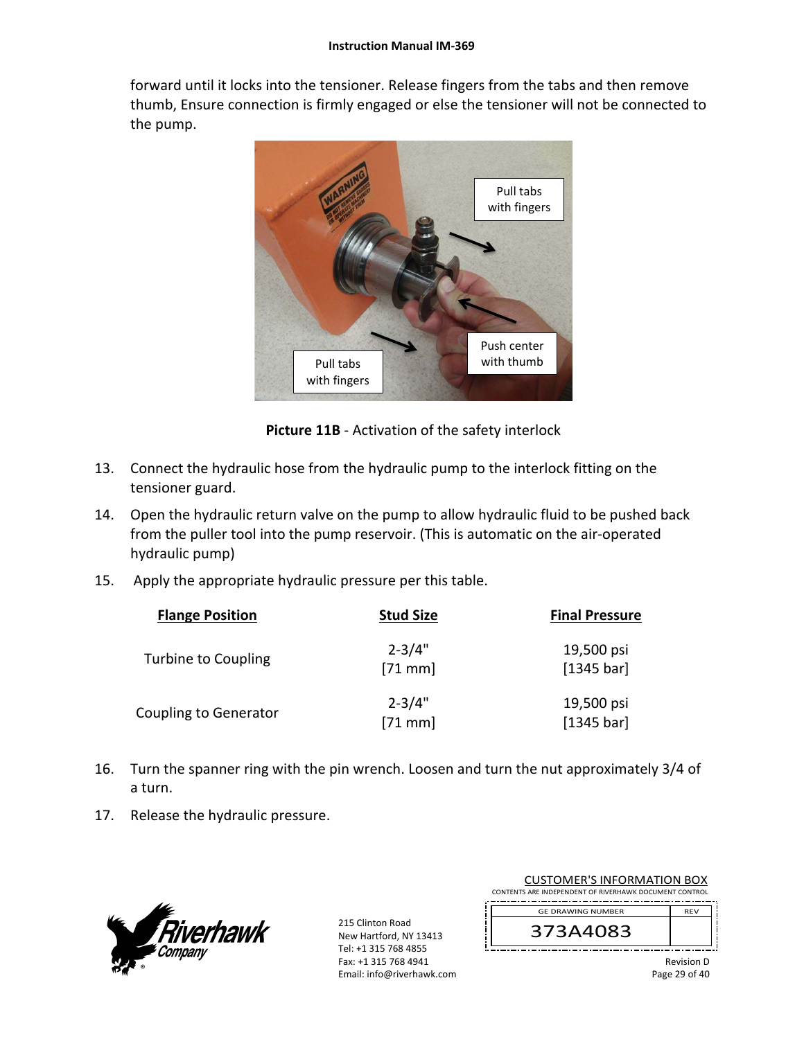forward until it locks into the tensioner. Release fingers from the tabs and then remove thumb, Ensure connection is firmly engaged or else the tensioner will not be connected to the pump.

**Picture 11B** - Activation of the safety interlock

13. Connect the hydraulic hose from the hydraulic pump to the interlock fitting on the tensioner guard.
14. Open the hydraulic return valve on the pump to allow hydraulic fluid to be pushed back from the puller tool into the pump reservoir. (This is automatic on the air-operated hydraulic pump)
15. Apply the appropriate hydraulic pressure per this table.

| Flange Position | Stud Size | Final Pressure |
|---|---|---|
| Turbine to Coupling | 2-3/4" [71 mm] | 19,500 psi [1345 bar] |
| Coupling to Generator | 2-3/4" [71 mm] | 19,500 psi [1345 bar] |

16. Turn the spanner ring with the pin wrench. Loosen and turn the nut approximately 3/4 of a turn.
17. Release the hydraulic pressure.

215 Clinton Road
New Hartford, NY 13413
Tel: +1 315 768 4855
Fax: +1 315 768 4941
Email: info@riverhawk.com

CUSTOMER'S INFORMATION BOX
CONTENTS ARE INDEPENDENT OF RIVERHAWK DOCUMENT CONTROL

| GE DRAWING NUMBER | REV |
|---|---|
| 373A4083 | |

Revision D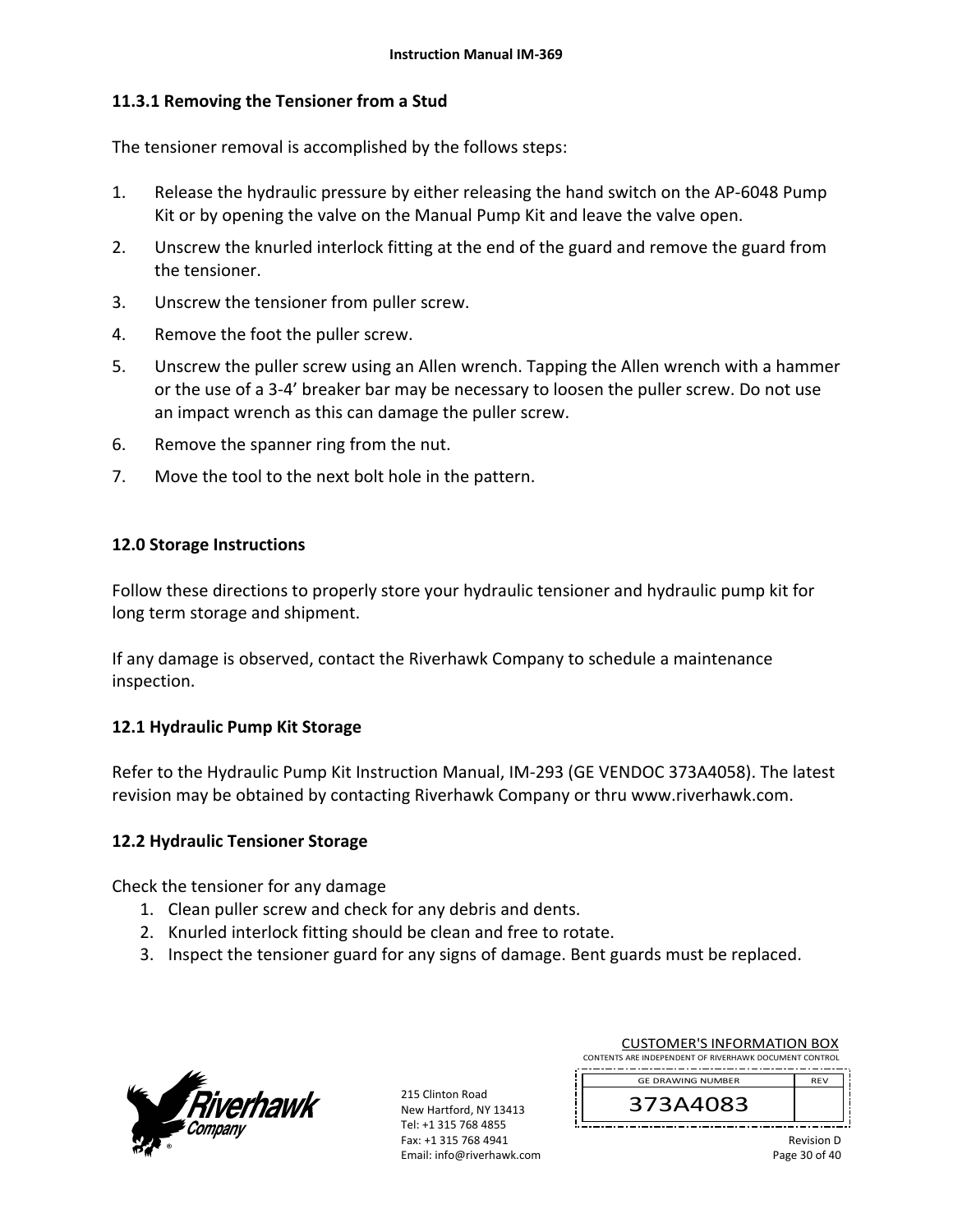### 11.3.1 Removing the Tensioner from a Stud

The tensioner removal is accomplished by the follows steps:

1. Release the hydraulic pressure by either releasing the hand switch on the AP-6048 Pump Kit or by opening the valve on the Manual Pump Kit and leave the valve open.
2. Unscrew the knurled interlock fitting at the end of the guard and remove the guard from the tensioner.
3. Unscrew the tensioner from puller screw.
4. Remove the foot the puller screw.
5. Unscrew the puller screw using an Allen wrench. Tapping the Allen wrench with a hammer or the use of a 3-4' breaker bar may be necessary to loosen the puller screw. Do not use an impact wrench as this can damage the puller screw.
6. Remove the spanner ring from the nut.
7. Move the tool to the next bolt hole in the pattern.

## 12.0 Storage Instructions

Follow these directions to properly store your hydraulic tensioner and hydraulic pump kit for long term storage and shipment.

If any damage is observed, contact the Riverhawk Company to schedule a maintenance inspection.

### 12.1 Hydraulic Pump Kit Storage

Refer to the Hydraulic Pump Kit Instruction Manual, IM-293 (GE VENDOC 373A4058). The latest revision may be obtained by contacting Riverhawk Company or thru www.riverhawk.com.

### 12.2 Hydraulic Tensioner Storage

Check the tensioner for any damage

1. Clean puller screw and check for any debris and dents.
2. Knurled interlock fitting should be clean and free to rotate.
3. Inspect the tensioner guard for any signs of damage. Bent guards must be replaced.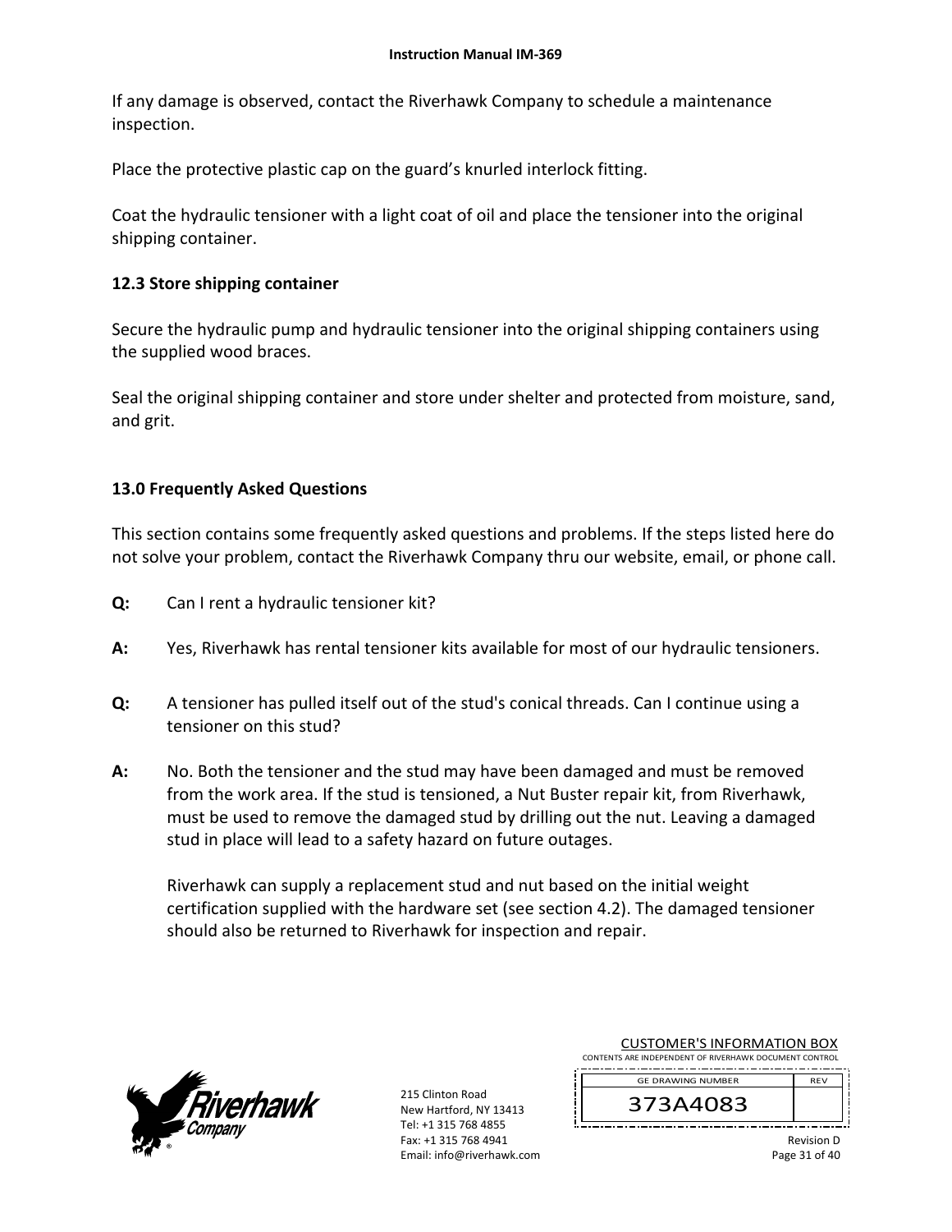If any damage is observed, contact the Riverhawk Company to schedule a maintenance inspection.

Place the protective plastic cap on the guard's knurled interlock fitting.

Coat the hydraulic tensioner with a light coat of oil and place the tensioner into the original shipping container.

### 12.3 Store shipping container

Secure the hydraulic pump and hydraulic tensioner into the original shipping containers using the supplied wood braces.

Seal the original shipping container and store under shelter and protected from moisture, sand, and grit.

## 13.0 Frequently Asked Questions

This section contains some frequently asked questions and problems. If the steps listed here do not solve your problem, contact the Riverhawk Company thru our website, email, or phone call.

**Q:** Can I rent a hydraulic tensioner kit?

**A:** Yes, Riverhawk has rental tensioner kits available for most of our hydraulic tensioners.

**Q:** A tensioner has pulled itself out of the stud's conical threads. Can I continue using a tensioner on this stud?

**A:** No. Both the tensioner and the stud may have been damaged and must be removed from the work area. If the stud is tensioned, a Nut Buster repair kit, from Riverhawk, must be used to remove the damaged stud by drilling out the nut. Leaving a damaged stud in place will lead to a safety hazard on future outages.

Riverhawk can supply a replacement stud and nut based on the initial weight certification supplied with the hardware set (see section 4.2). The damaged tensioner should also be returned to Riverhawk for inspection and repair.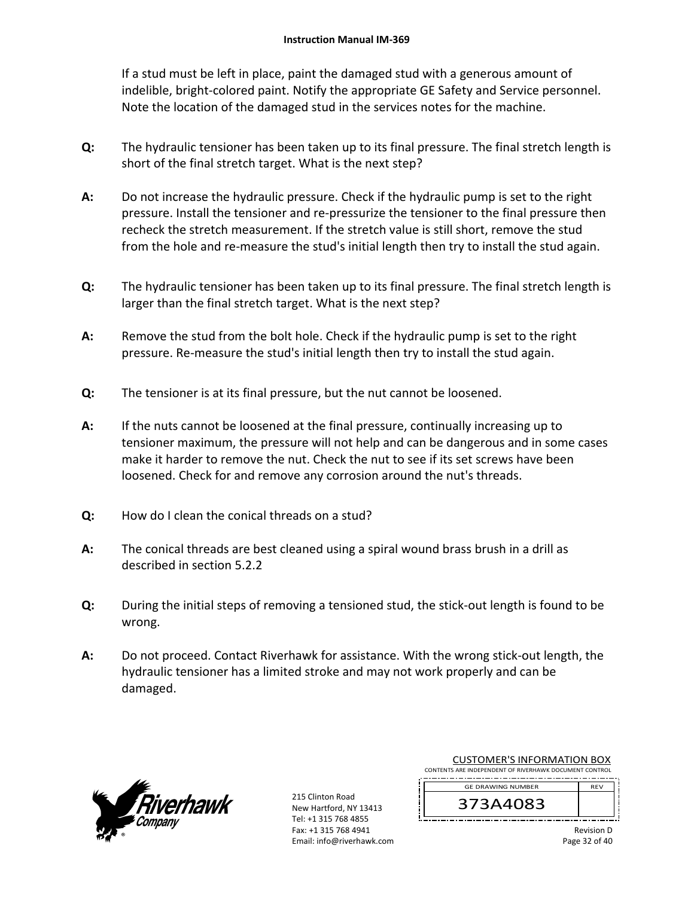If a stud must be left in place, paint the damaged stud with a generous amount of indelible, bright-colored paint. Notify the appropriate GE Safety and Service personnel. Note the location of the damaged stud in the services notes for the machine.

**Q:** The hydraulic tensioner has been taken up to its final pressure. The final stretch length is short of the final stretch target. What is the next step?

**A:** Do not increase the hydraulic pressure. Check if the hydraulic pump is set to the right pressure. Install the tensioner and re-pressurize the tensioner to the final pressure then recheck the stretch measurement. If the stretch value is still short, remove the stud from the hole and re-measure the stud's initial length then try to install the stud again.

**Q:** The hydraulic tensioner has been taken up to its final pressure. The final stretch length is larger than the final stretch target. What is the next step?

**A:** Remove the stud from the bolt hole. Check if the hydraulic pump is set to the right pressure. Re-measure the stud's initial length then try to install the stud again.

**Q:** The tensioner is at its final pressure, but the nut cannot be loosened.

**A:** If the nuts cannot be loosened at the final pressure, continually increasing up to tensioner maximum, the pressure will not help and can be dangerous and in some cases make it harder to remove the nut. Check the nut to see if its set screws have been loosened. Check for and remove any corrosion around the nut's threads.

**Q:** How do I clean the conical threads on a stud?

**A:** The conical threads are best cleaned using a spiral wound brass brush in a drill as described in section 5.2.2

**Q:** During the initial steps of removing a tensioned stud, the stick-out length is found to be wrong.

**A:** Do not proceed. Contact Riverhawk for assistance. With the wrong stick-out length, the hydraulic tensioner has a limited stroke and may not work properly and can be damaged.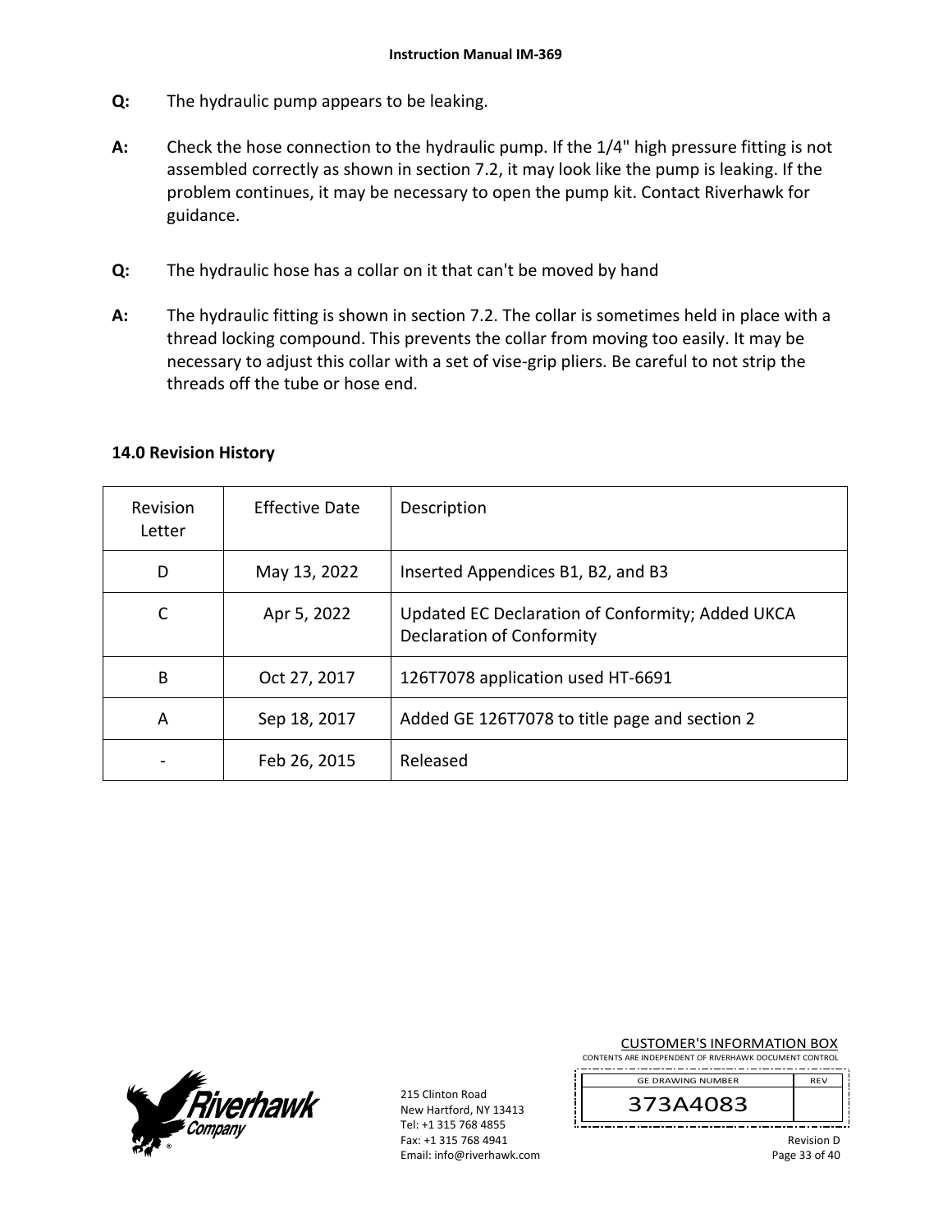**Q:** The hydraulic pump appears to be leaking.

**A:** Check the hose connection to the hydraulic pump. If the 1/4" high pressure fitting is not assembled correctly as shown in section 7.2, it may look like the pump is leaking. If the problem continues, it may be necessary to open the pump kit. Contact Riverhawk for guidance.

**Q:** The hydraulic hose has a collar on it that can't be moved by hand

**A:** The hydraulic fitting is shown in section 7.2. The collar is sometimes held in place with a thread locking compound. This prevents the collar from moving too easily. It may be necessary to adjust this collar with a set of vise-grip pliers. Be careful to not strip the threads off the tube or hose end.

## 14.0 Revision History

| Revision Letter | Effective Date | Description |
|---|---|---|
| D | May 13, 2022 | Inserted Appendices B1, B2, and B3 |
| C | Apr 5, 2022 | Updated EC Declaration of Conformity; Added UKCA Declaration of Conformity |
| B | Oct 27, 2017 | 126T7078 application used HT-6691 |
| A | Sep 18, 2017 | Added GE 126T7078 to title page and section 2 |
| - | Feb 26, 2015 | Released |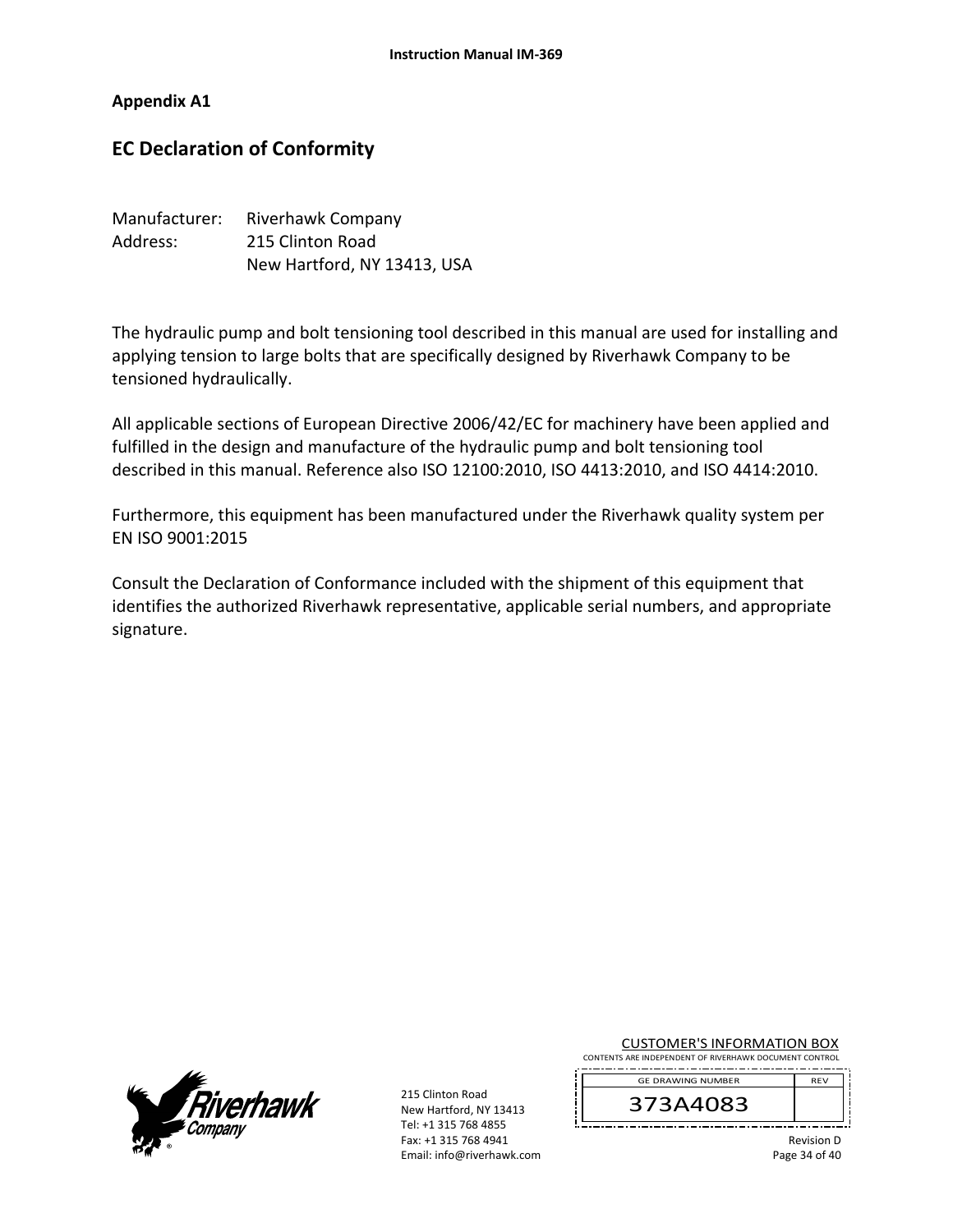**Appendix A1**

## EC Declaration of Conformity

Manufacturer: Riverhawk Company
Address: 215 Clinton Road
New Hartford, NY 13413, USA

The hydraulic pump and bolt tensioning tool described in this manual are used for installing and applying tension to large bolts that are specifically designed by Riverhawk Company to be tensioned hydraulically.

All applicable sections of European Directive 2006/42/EC for machinery have been applied and fulfilled in the design and manufacture of the hydraulic pump and bolt tensioning tool described in this manual. Reference also ISO 12100:2010, ISO 4413:2010, and ISO 4414:2010.

Furthermore, this equipment has been manufactured under the Riverhawk quality system per EN ISO 9001:2015

Consult the Declaration of Conformance included with the shipment of this equipment that identifies the authorized Riverhawk representative, applicable serial numbers, and appropriate signature.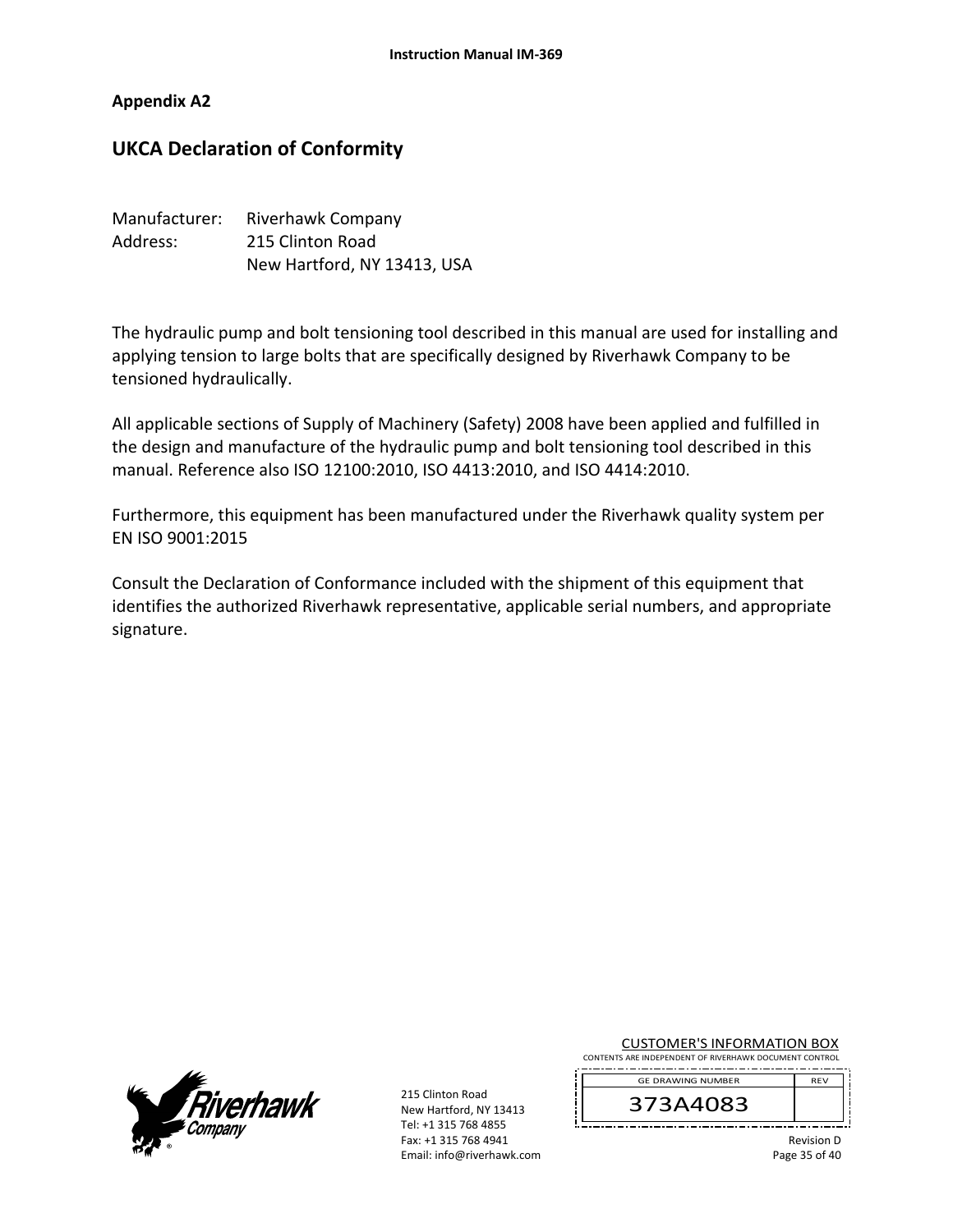## Appendix A2

# UKCA Declaration of Conformity

Manufacturer: Riverhawk Company
Address: 215 Clinton Road
New Hartford, NY 13413, USA

The hydraulic pump and bolt tensioning tool described in this manual are used for installing and applying tension to large bolts that are specifically designed by Riverhawk Company to be tensioned hydraulically.

All applicable sections of Supply of Machinery (Safety) 2008 have been applied and fulfilled in the design and manufacture of the hydraulic pump and bolt tensioning tool described in this manual. Reference also ISO 12100:2010, ISO 4413:2010, and ISO 4414:2010.

Furthermore, this equipment has been manufactured under the Riverhawk quality system per EN ISO 9001:2015

Consult the Declaration of Conformance included with the shipment of this equipment that identifies the authorized Riverhawk representative, applicable serial numbers, and appropriate signature.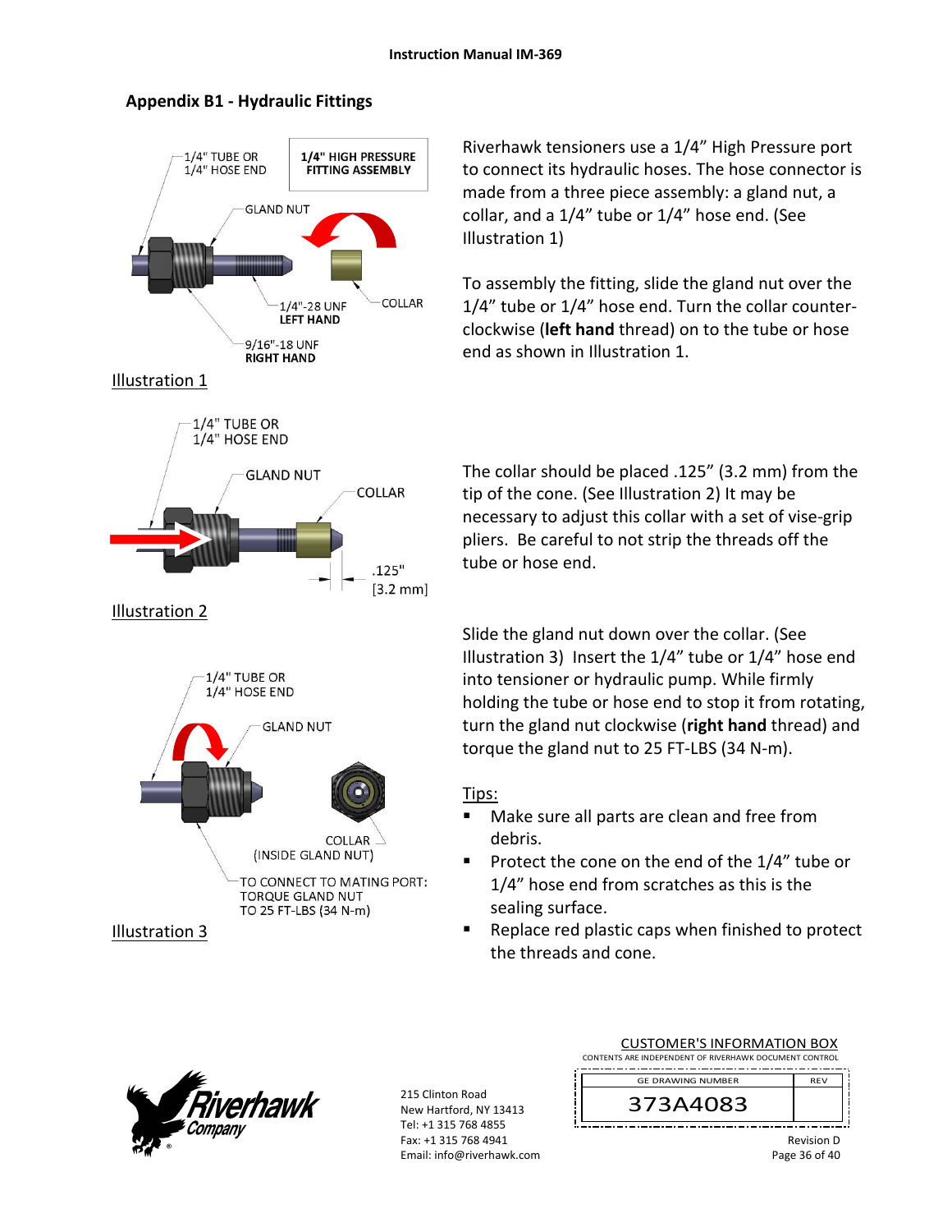## Appendix B1 - Hydraulic Fittings

1/4" TUBE OR 1/4" HOSE END

**1/4" HIGH PRESSURE FITTING ASSEMBLY**

GLAND NUT

1/4"-28 UNF **LEFT HAND**

COLLAR

9/16"-18 UNF **RIGHT HAND**

Illustration 1

Riverhawk tensioners use a 1/4" High Pressure port to connect its hydraulic hoses. The hose connector is made from a three piece assembly: a gland nut, a collar, and a 1/4" tube or 1/4" hose end. (See Illustration 1)

To assembly the fitting, slide the gland nut over the 1/4" tube or 1/4" hose end. Turn the collar counter-clockwise (**left hand** thread) on to the tube or hose end as shown in Illustration 1.

1/4" TUBE OR 1/4" HOSE END

GLAND NUT

COLLAR

.125" [3.2 mm]

Illustration 2

The collar should be placed .125" (3.2 mm) from the tip of the cone. (See Illustration 2) It may be necessary to adjust this collar with a set of vise-grip pliers. Be careful to not strip the threads off the tube or hose end.

1/4" TUBE OR 1/4" HOSE END

GLAND NUT

COLLAR (INSIDE GLAND NUT)

TO CONNECT TO MATING PORT: TORQUE GLAND NUT TO 25 FT-LBS (34 N-m)

Illustration 3

Slide the gland nut down over the collar. (See Illustration 3) Insert the 1/4" tube or 1/4" hose end into tensioner or hydraulic pump. While firmly holding the tube or hose end to stop it from rotating, turn the gland nut clockwise (**right hand** thread) and torque the gland nut to 25 FT-LBS (34 N-m).

Tips:

- Make sure all parts are clean and free from debris.
- Protect the cone on the end of the 1/4" tube or 1/4" hose end from scratches as this is the sealing surface.
- Replace red plastic caps when finished to protect the threads and cone.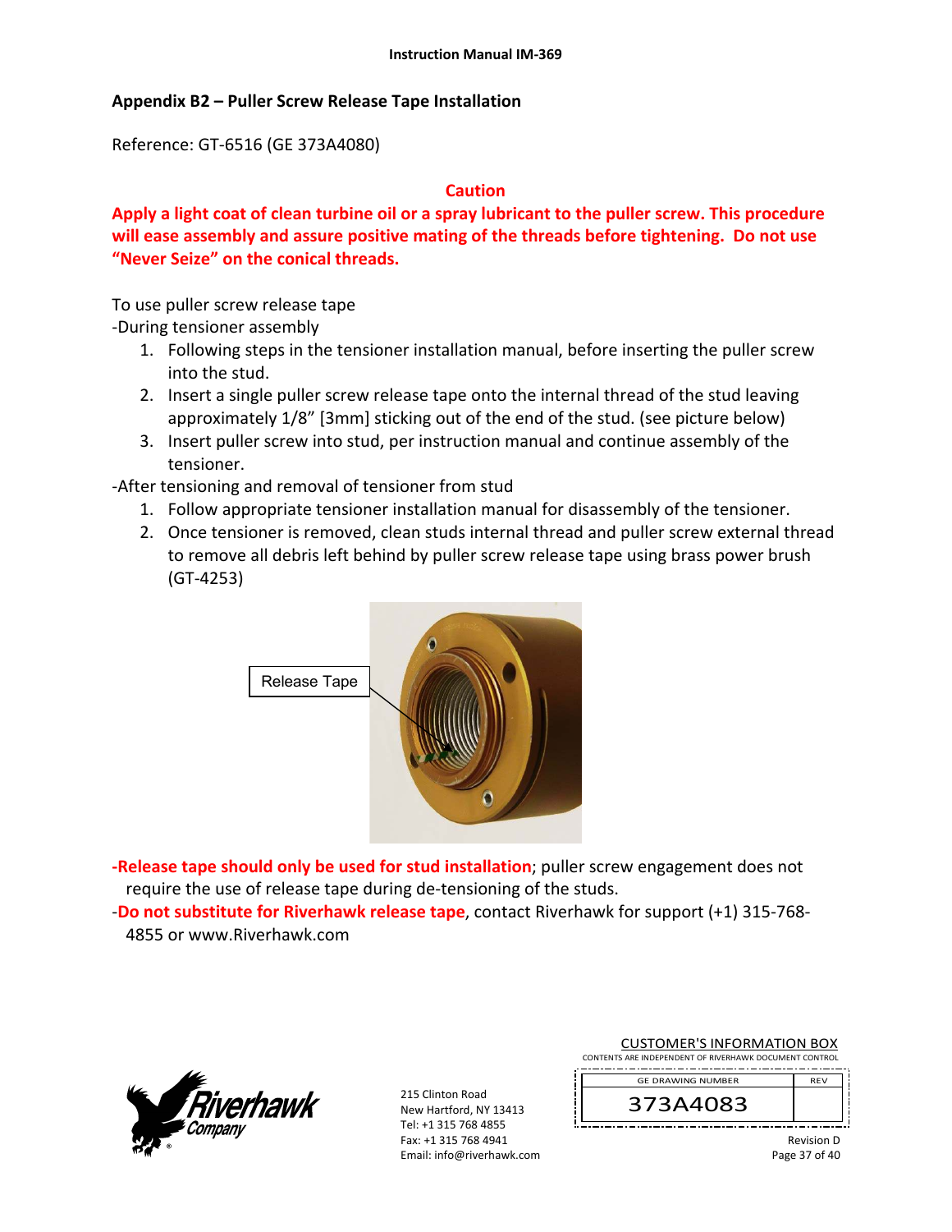## Appendix B2 – Puller Screw Release Tape Installation

Reference: GT-6516 (GE 373A4080)

**Caution**

**Apply a light coat of clean turbine oil or a spray lubricant to the puller screw. This procedure will ease assembly and assure positive mating of the threads before tightening. Do not use "Never Seize" on the conical threads.**

To use puller screw release tape

-During tensioner assembly

1. Following steps in the tensioner installation manual, before inserting the puller screw into the stud.
2. Insert a single puller screw release tape onto the internal thread of the stud leaving approximately 1/8" [3mm] sticking out of the end of the stud. (see picture below)
3. Insert puller screw into stud, per instruction manual and continue assembly of the tensioner.

-After tensioning and removal of tensioner from stud

1. Follow appropriate tensioner installation manual for disassembly of the tensioner.
2. Once tensioner is removed, clean studs internal thread and puller screw external thread to remove all debris left behind by puller screw release tape using brass power brush (GT-4253)

Release Tape

**-Release tape should only be used for stud installation**; puller screw engagement does not require the use of release tape during de-tensioning of the studs.

-**Do not substitute for Riverhawk release tape**, contact Riverhawk for support (+1) 315-768-4855 or www.Riverhawk.com

215 Clinton Road
New Hartford, NY 13413
Tel: +1 315 768 4855
Fax: +1 315 768 4941
Email: info@riverhawk.com

CUSTOMER'S INFORMATION BOX
CONTENTS ARE INDEPENDENT OF RIVERHAWK DOCUMENT CONTROL

| GE DRAWING NUMBER | REV |
|---|---|
| 373A4083 | |

Revision D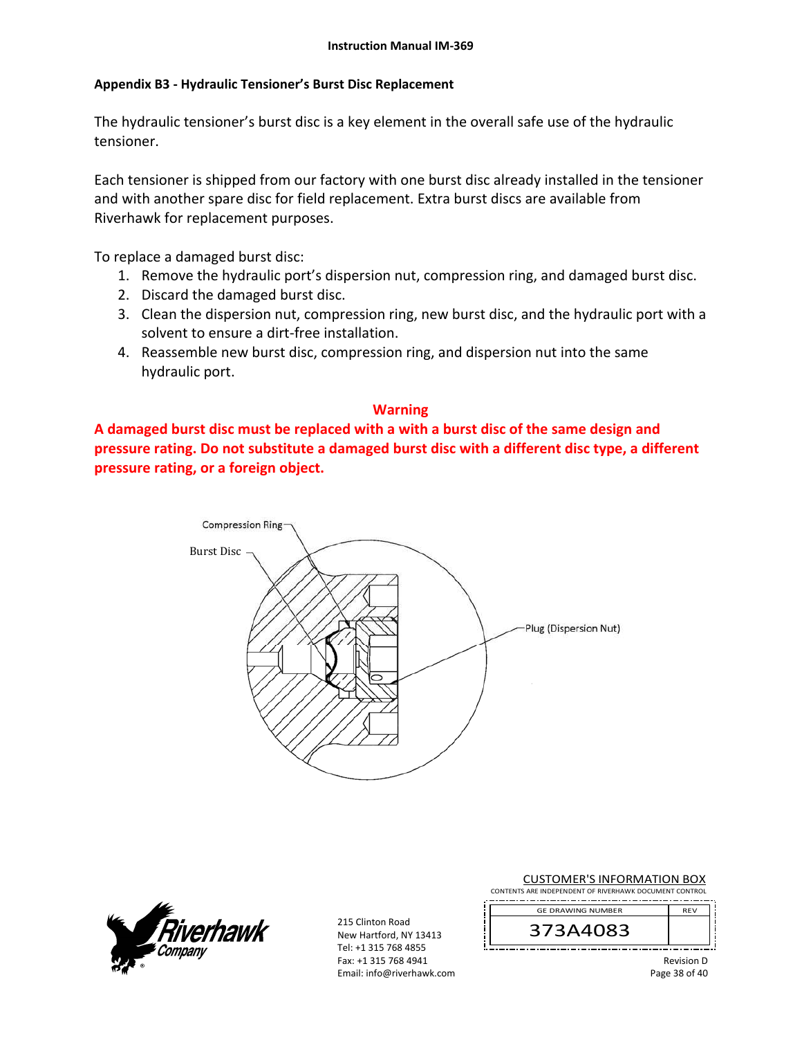## Appendix B3 - Hydraulic Tensioner's Burst Disc Replacement

The hydraulic tensioner's burst disc is a key element in the overall safe use of the hydraulic tensioner.

Each tensioner is shipped from our factory with one burst disc already installed in the tensioner and with another spare disc for field replacement. Extra burst discs are available from Riverhawk for replacement purposes.

To replace a damaged burst disc:

1. Remove the hydraulic port's dispersion nut, compression ring, and damaged burst disc.
2. Discard the damaged burst disc.
3. Clean the dispersion nut, compression ring, new burst disc, and the hydraulic port with a solvent to ensure a dirt-free installation.
4. Reassemble new burst disc, compression ring, and dispersion nut into the same hydraulic port.

**Warning**

**A damaged burst disc must be replaced with a with a burst disc of the same design and pressure rating. Do not substitute a damaged burst disc with a different disc type, a different pressure rating, or a foreign object.**

Compression Ring

Burst Disc

Plug (Dispersion Nut)

215 Clinton Road
New Hartford, NY 13413
Tel: +1 315 768 4855
Fax: +1 315 768 4941
Email: info@riverhawk.com

CUSTOMER'S INFORMATION BOX
CONTENTS ARE INDEPENDENT OF RIVERHAWK DOCUMENT CONTROL

| GE DRAWING NUMBER | REV |
|---|---|
| 373A4083 | |

Revision D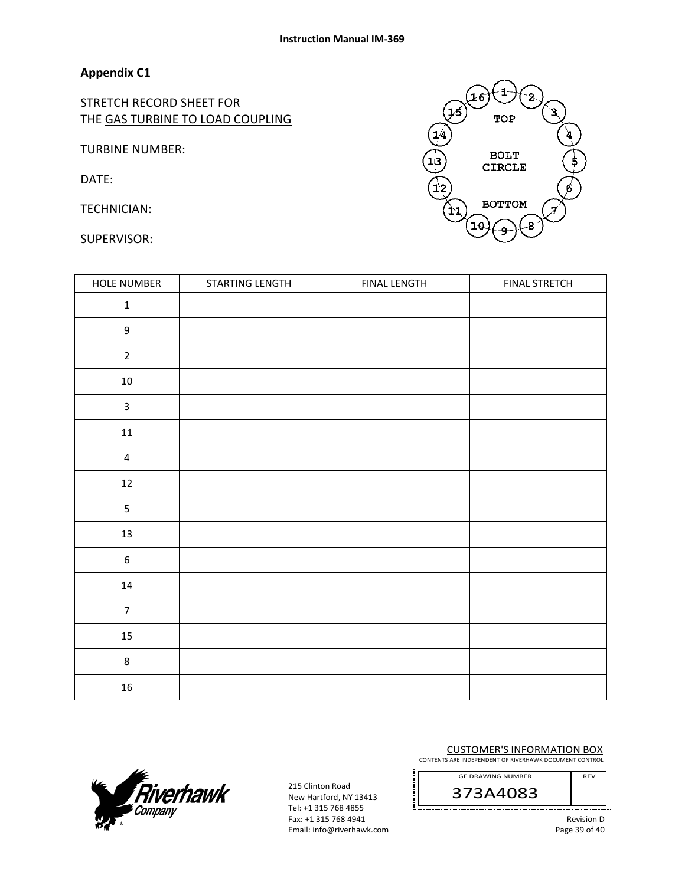## Appendix C1

STRETCH RECORD SHEET FOR
THE GAS TURBINE TO LOAD COUPLING

TURBINE NUMBER:

DATE:

TECHNICIAN:

SUPERVISOR:

TOP

BOLT CIRCLE

BOTTOM

| HOLE NUMBER | STARTING LENGTH | FINAL LENGTH | FINAL STRETCH |
|---|---|---|---|
| 1 | | | |
| 9 | | | |
| 2 | | | |
| 10 | | | |
| 3 | | | |
| 11 | | | |
| 4 | | | |
| 12 | | | |
| 5 | | | |
| 13 | | | |
| 6 | | | |
| 14 | | | |
| 7 | | | |
| 15 | | | |
| 8 | | | |
| 16 | | | |

215 Clinton Road
New Hartford, NY 13413
Tel: +1 315 768 4855
Fax: +1 315 768 4941
Email: info@riverhawk.com

CUSTOMER'S INFORMATION BOX
CONTENTS ARE INDEPENDENT OF RIVERHAWK DOCUMENT CONTROL

| GE DRAWING NUMBER | REV |
|---|---|
| 373A4083 | |

Revision D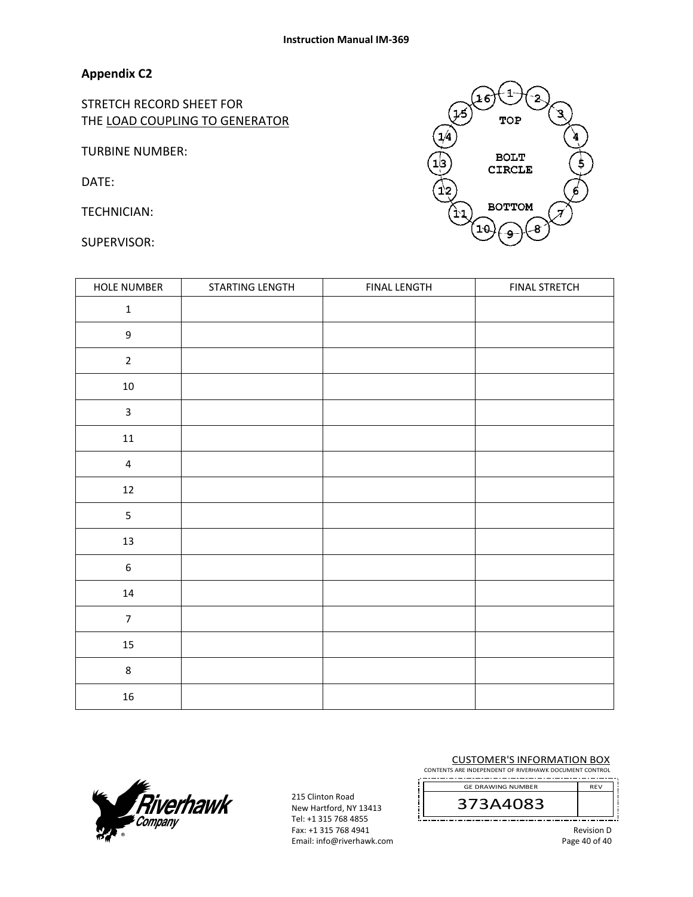## Appendix C2

STRETCH RECORD SHEET FOR
THE LOAD COUPLING TO GENERATOR

TURBINE NUMBER:

DATE:

TECHNICIAN:

SUPERVISOR:

1
2
3
4
5
6
7
8
9
10
11
12
13
14
15
16
TOP
BOLT CIRCLE
BOTTOM

| HOLE NUMBER | STARTING LENGTH | FINAL LENGTH | FINAL STRETCH |
|---|---|---|---|
| 1 | | | |
| 9 | | | |
| 2 | | | |
| 10 | | | |
| 3 | | | |
| 11 | | | |
| 4 | | | |
| 12 | | | |
| 5 | | | |
| 13 | | | |
| 6 | | | |
| 14 | | | |
| 7 | | | |
| 15 | | | |
| 8 | | | |
| 16 | | | |

215 Clinton Road
New Hartford, NY 13413
Tel: +1 315 768 4855
Fax: +1 315 768 4941
Email: info@riverhawk.com

CUSTOMER'S INFORMATION BOX
CONTENTS ARE INDEPENDENT OF RIVERHAWK DOCUMENT CONTROL

| GE DRAWING NUMBER | REV |
|---|---|
| 373A4083 | |

Revision D